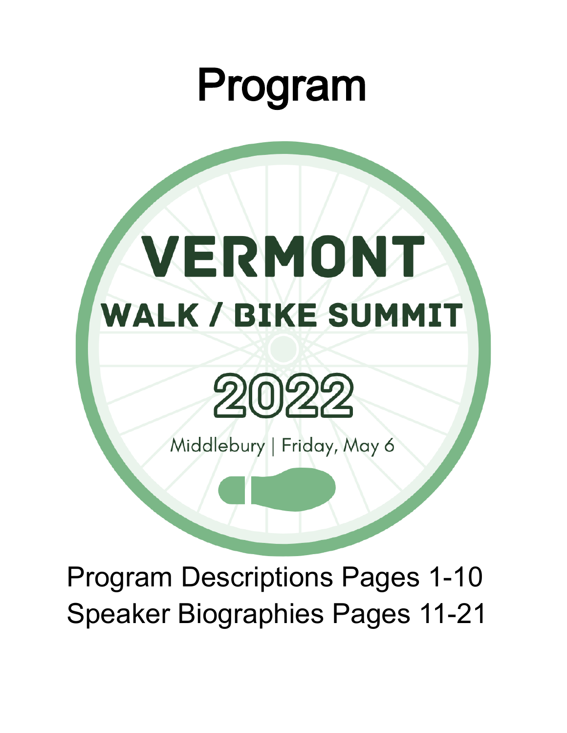# Program

# VERMONT

## WALK / BIKE SUMMIT

## 2022

Middlebury | Friday, May 6

Program Descriptions Pages 1-10

Speaker Biographies Pages 11-21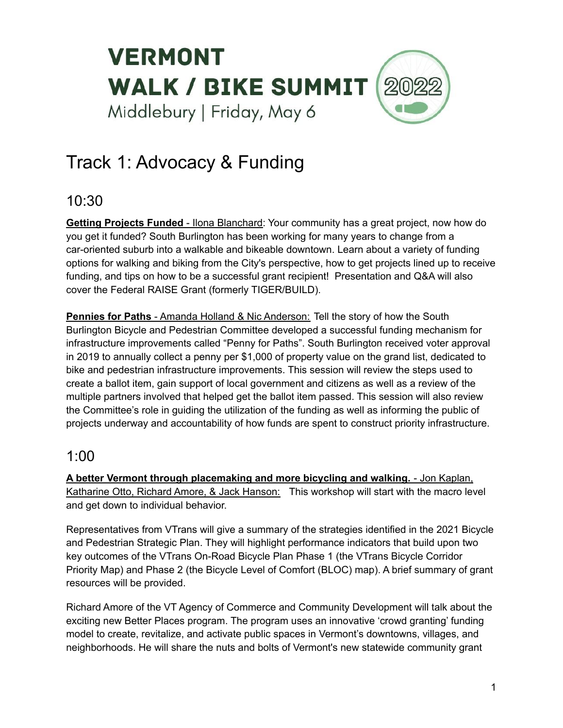# VERMONT WALK / BIKE SUMMIT 2022

Middlebury | Friday, May 6

# Track 1: Advocacy & Funding

## 10:30

**Getting Projects Funded** - Ilona Blanchard: Your community has a great project, now how do you get it funded? South Burlington has been working for many years to change from a car-oriented suburb into a walkable and bikeable downtown. Learn about a variety of funding options for walking and biking from the City's perspective, how to get projects lined up to receive funding, and tips on how to be a successful grant recipient! Presentation and Q&A will also cover the Federal RAISE Grant (formerly TIGER/BUILD).

**Pennies for Paths** - Amanda Holland & Nic Anderson: Tell the story of how the South Burlington Bicycle and Pedestrian Committee developed a successful funding mechanism for infrastructure improvements called "Penny for Paths". South Burlington received voter approval in 2019 to annually collect a penny per $1,000 of property value on the grand list, dedicated to bike and pedestrian infrastructure improvements. This session will review the steps used to create a ballot item, gain support of local government and citizens as well as a review of the multiple partners involved that helped get the ballot item passed. This session will also review the Committee's role in guiding the utilization of the funding as well as informing the public of projects underway and accountability of how funds are spent to construct priority infrastructure.

## 1:00

**A better Vermont through placemaking and more bicycling and walking.** - Jon Kaplan, Katharine Otto, Richard Amore, & Jack Hanson: This workshop will start with the macro level and get down to individual behavior.

Representatives from VTrans will give a summary of the strategies identified in the 2021 Bicycle and Pedestrian Strategic Plan. They will highlight performance indicators that build upon two key outcomes of the VTrans On-Road Bicycle Plan Phase 1 (the VTrans Bicycle Corridor Priority Map) and Phase 2 (the Bicycle Level of Comfort (BLOC) map). A brief summary of grant resources will be provided.

Richard Amore of the VT Agency of Commerce and Community Development will talk about the exciting new Better Places program. The program uses an innovative 'crowd granting' funding model to create, revitalize, and activate public spaces in Vermont's downtowns, villages, and neighborhoods. He will share the nuts and bolts of Vermont's new statewide community grant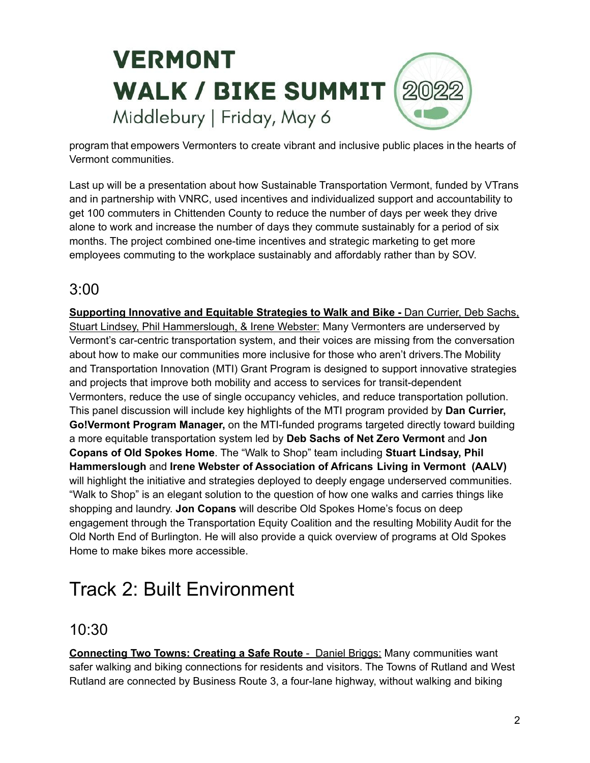program that empowers Vermonters to create vibrant and inclusive public places in the hearts of Vermont communities.

Last up will be a presentation about how Sustainable Transportation Vermont, funded by VTrans and in partnership with VNRC, used incentives and individualized support and accountability to get 100 commuters in Chittenden County to reduce the number of days per week they drive alone to work and increase the number of days they commute sustainably for a period of six months. The project combined one-time incentives and strategic marketing to get more employees commuting to the workplace sustainably and affordably rather than by SOV.

## 3:00

**Supporting Innovative and Equitable Strategies to Walk and Bike -** Dan Currier, Deb Sachs, Stuart Lindsey, Phil Hammerslough, & Irene Webster: Many Vermonters are underserved by Vermont's car-centric transportation system, and their voices are missing from the conversation about how to make our communities more inclusive for those who aren't drivers.The Mobility and Transportation Innovation (MTI) Grant Program is designed to support innovative strategies and projects that improve both mobility and access to services for transit-dependent Vermonters, reduce the use of single occupancy vehicles, and reduce transportation pollution. This panel discussion will include key highlights of the MTI program provided by **Dan Currier, Go!Vermont Program Manager,** on the MTI-funded programs targeted directly toward building a more equitable transportation system led by **Deb Sachs of Net Zero Vermont** and **Jon Copans of Old Spokes Home**. The "Walk to Shop" team including **Stuart Lindsay, Phil Hammerslough** and **Irene Webster of Association of Africans Living in Vermont (AALV)** will highlight the initiative and strategies deployed to deeply engage underserved communities. "Walk to Shop" is an elegant solution to the question of how one walks and carries things like shopping and laundry. **Jon Copans** will describe Old Spokes Home's focus on deep engagement through the Transportation Equity Coalition and the resulting Mobility Audit for the Old North End of Burlington. He will also provide a quick overview of programs at Old Spokes Home to make bikes more accessible.

# Track 2: Built Environment

## 10:30

**Connecting Two Towns: Creating a Safe Route** - Daniel Briggs: Many communities want safer walking and biking connections for residents and visitors. The Towns of Rutland and West Rutland are connected by Business Route 3, a four-lane highway, without walking and biking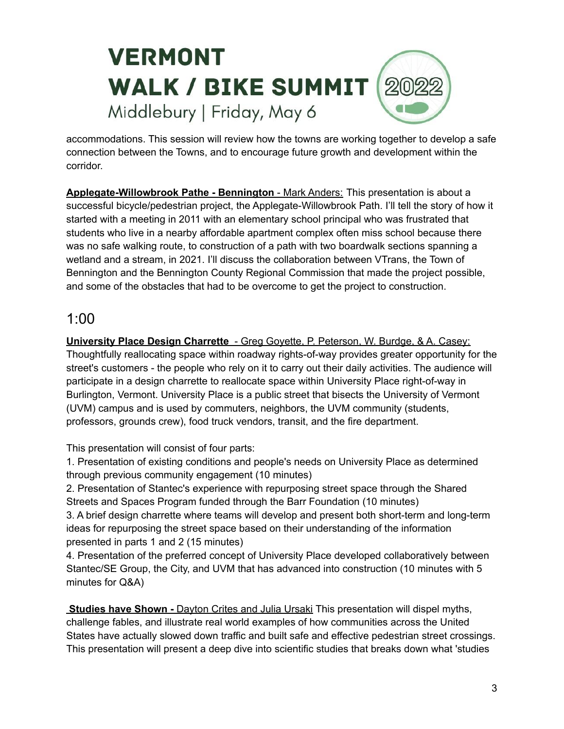accommodations. This session will review how the towns are working together to develop a safe connection between the Towns, and to encourage future growth and development within the corridor.

**Applegate-Willowbrook Pathe - Bennington** - Mark Anders: This presentation is about a successful bicycle/pedestrian project, the Applegate-Willowbrook Path. I'll tell the story of how it started with a meeting in 2011 with an elementary school principal who was frustrated that students who live in a nearby affordable apartment complex often miss school because there was no safe walking route, to construction of a path with two boardwalk sections spanning a wetland and a stream, in 2021. I'll discuss the collaboration between VTrans, the Town of Bennington and the Bennington County Regional Commission that made the project possible, and some of the obstacles that had to be overcome to get the project to construction.

## 1:00

**University Place Design Charrette** - Greg Goyette, P. Peterson, W. Burdge, & A. Casey: Thoughtfully reallocating space within roadway rights-of-way provides greater opportunity for the street's customers - the people who rely on it to carry out their daily activities. The audience will participate in a design charrette to reallocate space within University Place right-of-way in Burlington, Vermont. University Place is a public street that bisects the University of Vermont (UVM) campus and is used by commuters, neighbors, the UVM community (students, professors, grounds crew), food truck vendors, transit, and the fire department.

This presentation will consist of four parts:

1. Presentation of existing conditions and people's needs on University Place as determined through previous community engagement (10 minutes)
2. Presentation of Stantec's experience with repurposing street space through the Shared Streets and Spaces Program funded through the Barr Foundation (10 minutes)
3. A brief design charrette where teams will develop and present both short-term and long-term ideas for repurposing the street space based on their understanding of the information presented in parts 1 and 2 (15 minutes)
4. Presentation of the preferred concept of University Place developed collaboratively between Stantec/SE Group, the City, and UVM that has advanced into construction (10 minutes with 5 minutes for Q&A)

**Studies have Shown -** Dayton Crites and Julia Ursaki This presentation will dispel myths, challenge fables, and illustrate real world examples of how communities across the United States have actually slowed down traffic and built safe and effective pedestrian street crossings. This presentation will present a deep dive into scientific studies that breaks down what 'studies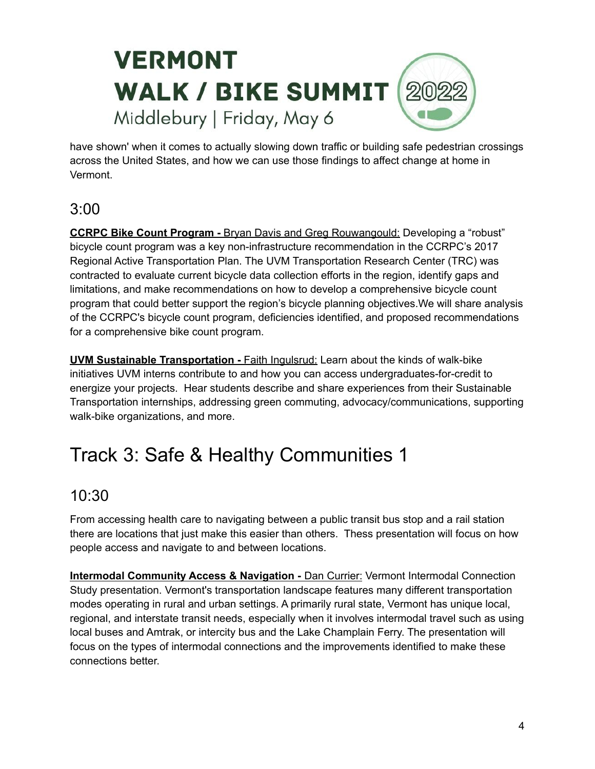have shown' when it comes to actually slowing down traffic or building safe pedestrian crossings across the United States, and how we can use those findings to affect change at home in Vermont.

## 3:00

**CCRPC Bike Count Program -** Bryan Davis and Greg Rouwangould: Developing a "robust" bicycle count program was a key non-infrastructure recommendation in the CCRPC's 2017 Regional Active Transportation Plan. The UVM Transportation Research Center (TRC) was contracted to evaluate current bicycle data collection efforts in the region, identify gaps and limitations, and make recommendations on how to develop a comprehensive bicycle count program that could better support the region's bicycle planning objectives.We will share analysis of the CCRPC's bicycle count program, deficiencies identified, and proposed recommendations for a comprehensive bike count program.

**UVM Sustainable Transportation -** Faith Ingulsrud: Learn about the kinds of walk-bike initiatives UVM interns contribute to and how you can access undergraduates-for-credit to energize your projects. Hear students describe and share experiences from their Sustainable Transportation internships, addressing green commuting, advocacy/communications, supporting walk-bike organizations, and more.

# Track 3: Safe & Healthy Communities 1

## 10:30

From accessing health care to navigating between a public transit bus stop and a rail station there are locations that just make this easier than others. Thess presentation will focus on how people access and navigate to and between locations.

**Intermodal Community Access & Navigation -** Dan Currier: Vermont Intermodal Connection Study presentation. Vermont's transportation landscape features many different transportation modes operating in rural and urban settings. A primarily rural state, Vermont has unique local, regional, and interstate transit needs, especially when it involves intermodal travel such as using local buses and Amtrak, or intercity bus and the Lake Champlain Ferry. The presentation will focus on the types of intermodal connections and the improvements identified to make these connections better.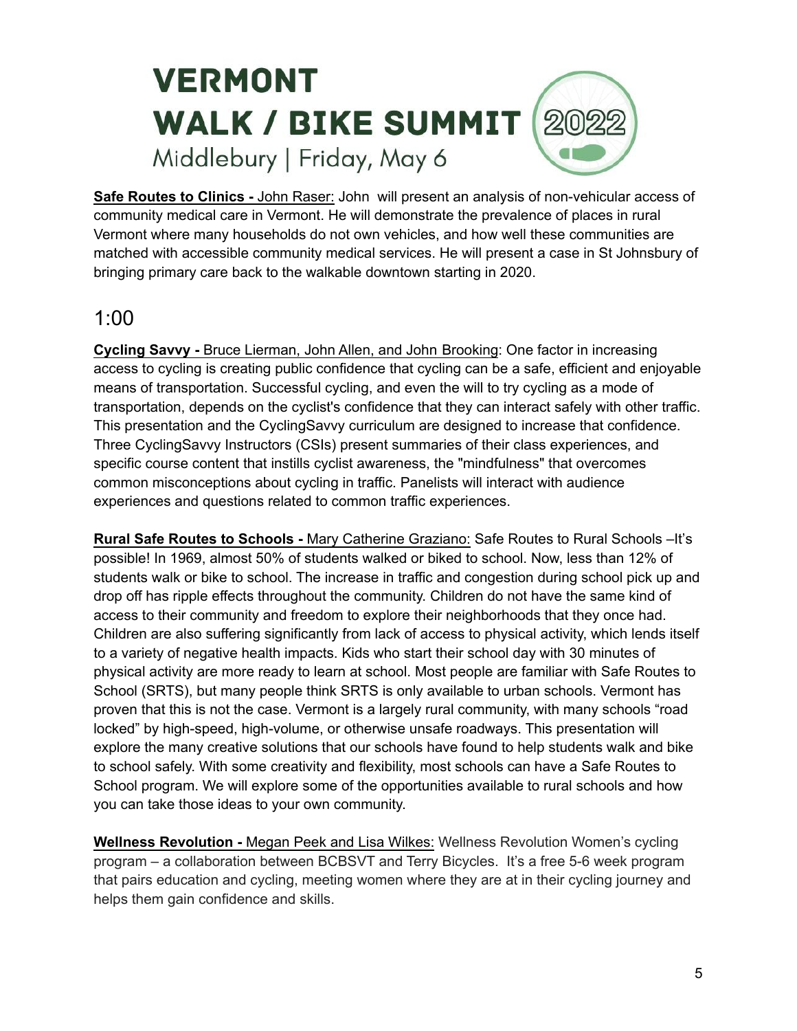**Safe Routes to Clinics -** John Raser: John will present an analysis of non-vehicular access of community medical care in Vermont. He will demonstrate the prevalence of places in rural Vermont where many households do not own vehicles, and how well these communities are matched with accessible community medical services. He will present a case in St Johnsbury of bringing primary care back to the walkable downtown starting in 2020.

## 1:00

**Cycling Savvy -** Bruce Lierman, John Allen, and John Brooking: One factor in increasing access to cycling is creating public confidence that cycling can be a safe, efficient and enjoyable means of transportation. Successful cycling, and even the will to try cycling as a mode of transportation, depends on the cyclist's confidence that they can interact safely with other traffic. This presentation and the CyclingSavvy curriculum are designed to increase that confidence. Three CyclingSavvy Instructors (CSIs) present summaries of their class experiences, and specific course content that instills cyclist awareness, the "mindfulness" that overcomes common misconceptions about cycling in traffic. Panelists will interact with audience experiences and questions related to common traffic experiences.

**Rural Safe Routes to Schools -** Mary Catherine Graziano: Safe Routes to Rural Schools –It's possible! In 1969, almost 50% of students walked or biked to school. Now, less than 12% of students walk or bike to school. The increase in traffic and congestion during school pick up and drop off has ripple effects throughout the community. Children do not have the same kind of access to their community and freedom to explore their neighborhoods that they once had. Children are also suffering significantly from lack of access to physical activity, which lends itself to a variety of negative health impacts. Kids who start their school day with 30 minutes of physical activity are more ready to learn at school. Most people are familiar with Safe Routes to School (SRTS), but many people think SRTS is only available to urban schools. Vermont has proven that this is not the case. Vermont is a largely rural community, with many schools "road locked" by high-speed, high-volume, or otherwise unsafe roadways. This presentation will explore the many creative solutions that our schools have found to help students walk and bike to school safely. With some creativity and flexibility, most schools can have a Safe Routes to School program. We will explore some of the opportunities available to rural schools and how you can take those ideas to your own community.

**Wellness Revolution -** Megan Peek and Lisa Wilkes: Wellness Revolution Women's cycling program – a collaboration between BCBSVT and Terry Bicycles. It's a free 5-6 week program that pairs education and cycling, meeting women where they are at in their cycling journey and helps them gain confidence and skills.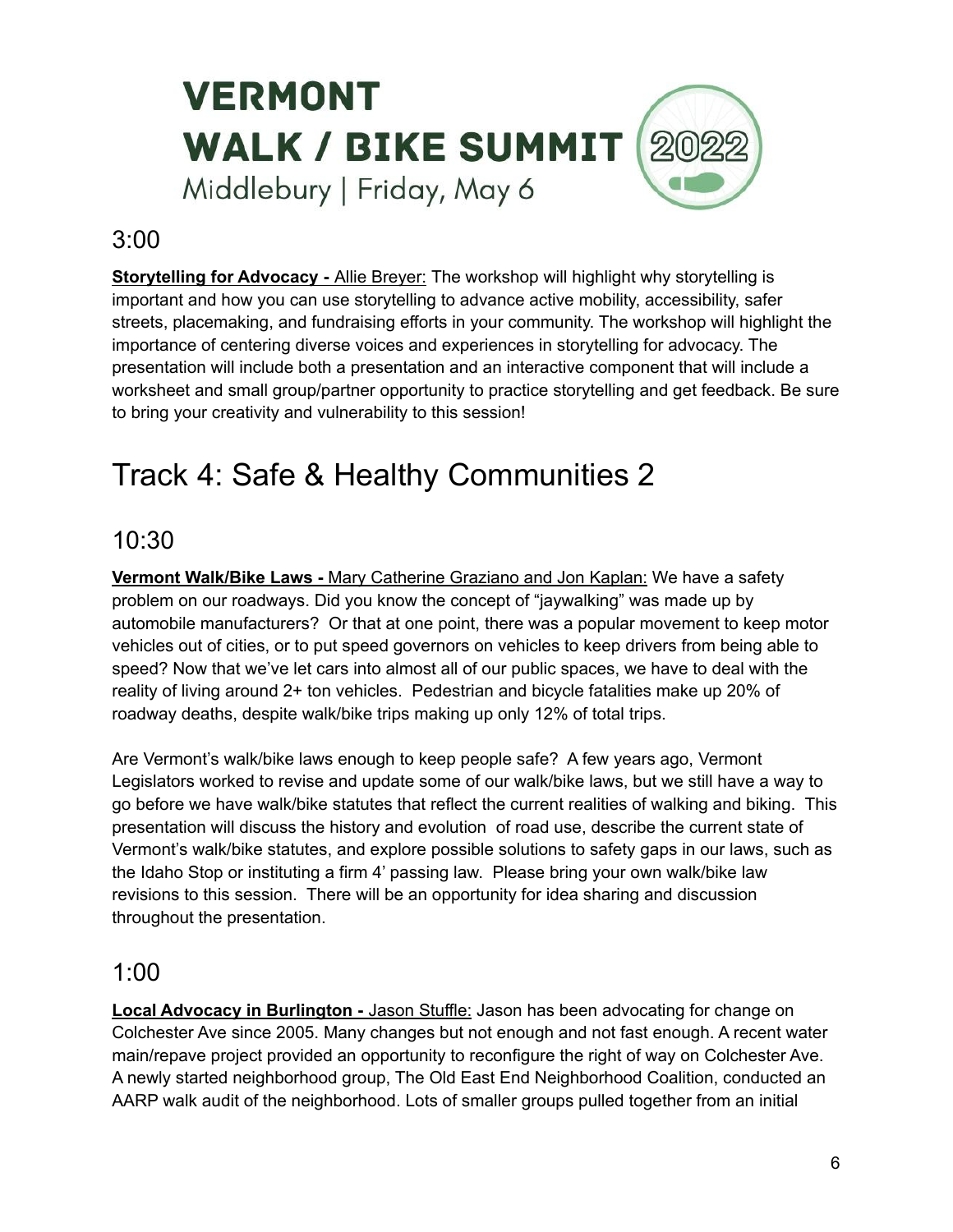## 3:00

**Storytelling for Advocacy -** Allie Breyer: The workshop will highlight why storytelling is important and how you can use storytelling to advance active mobility, accessibility, safer streets, placemaking, and fundraising efforts in your community. The workshop will highlight the importance of centering diverse voices and experiences in storytelling for advocacy. The presentation will include both a presentation and an interactive component that will include a worksheet and small group/partner opportunity to practice storytelling and get feedback. Be sure to bring your creativity and vulnerability to this session!

# Track 4: Safe & Healthy Communities 2

## 10:30

**Vermont Walk/Bike Laws -** Mary Catherine Graziano and Jon Kaplan: We have a safety problem on our roadways. Did you know the concept of "jaywalking" was made up by automobile manufacturers? Or that at one point, there was a popular movement to keep motor vehicles out of cities, or to put speed governors on vehicles to keep drivers from being able to speed? Now that we've let cars into almost all of our public spaces, we have to deal with the reality of living around 2+ ton vehicles. Pedestrian and bicycle fatalities make up 20% of roadway deaths, despite walk/bike trips making up only 12% of total trips.

Are Vermont's walk/bike laws enough to keep people safe? A few years ago, Vermont Legislators worked to revise and update some of our walk/bike laws, but we still have a way to go before we have walk/bike statutes that reflect the current realities of walking and biking. This presentation will discuss the history and evolution of road use, describe the current state of Vermont's walk/bike statutes, and explore possible solutions to safety gaps in our laws, such as the Idaho Stop or instituting a firm 4' passing law. Please bring your own walk/bike law revisions to this session. There will be an opportunity for idea sharing and discussion throughout the presentation.

## 1:00

**Local Advocacy in Burlington -** Jason Stuffle: Jason has been advocating for change on Colchester Ave since 2005. Many changes but not enough and not fast enough. A recent water main/repave project provided an opportunity to reconfigure the right of way on Colchester Ave. A newly started neighborhood group, The Old East End Neighborhood Coalition, conducted an AARP walk audit of the neighborhood. Lots of smaller groups pulled together from an initial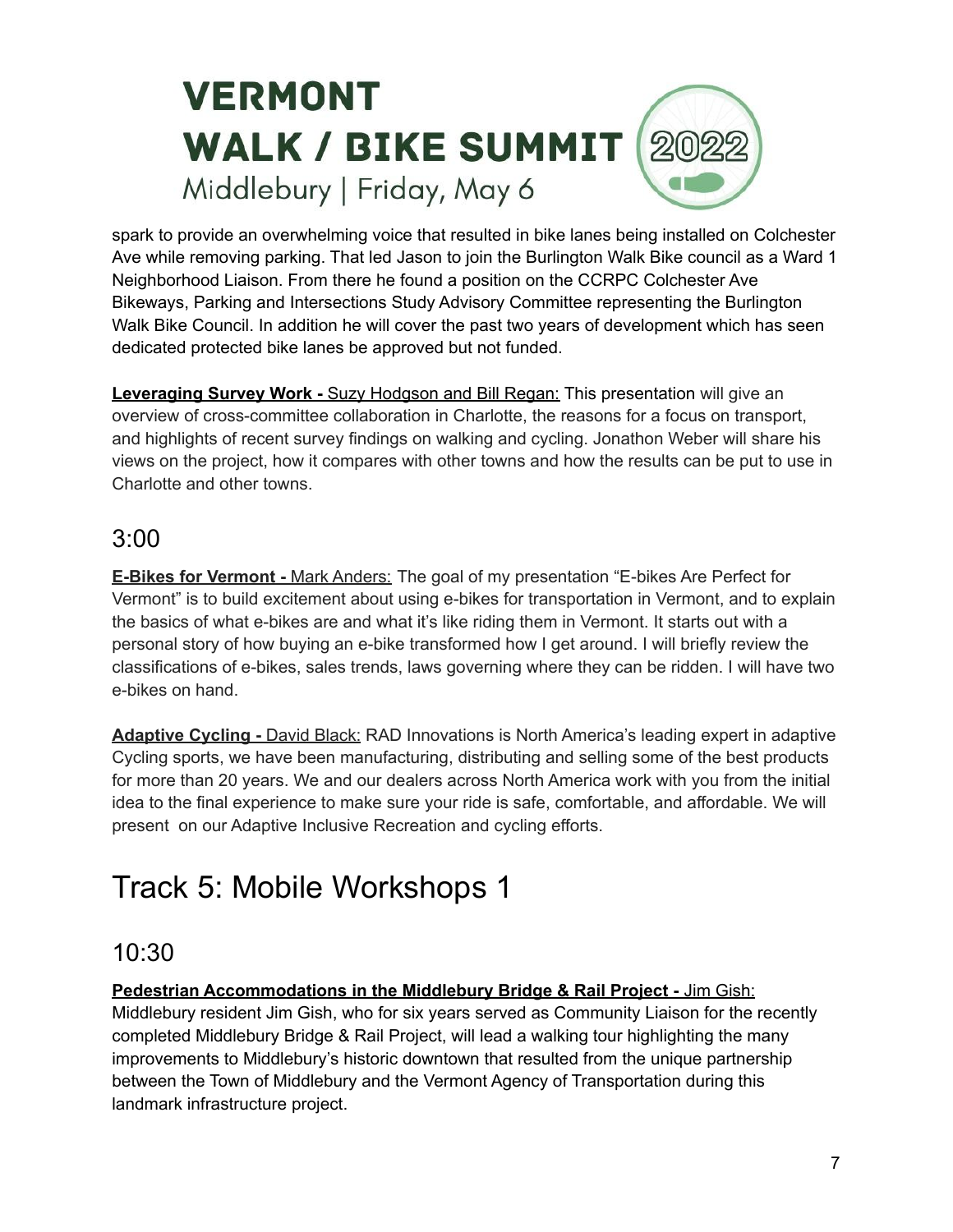spark to provide an overwhelming voice that resulted in bike lanes being installed on Colchester Ave while removing parking. That led Jason to join the Burlington Walk Bike council as a Ward 1 Neighborhood Liaison. From there he found a position on the CCRPC Colchester Ave Bikeways, Parking and Intersections Study Advisory Committee representing the Burlington Walk Bike Council. In addition he will cover the past two years of development which has seen dedicated protected bike lanes be approved but not funded.

**Leveraging Survey Work -** Suzy Hodgson and Bill Regan: This presentation will give an overview of cross-committee collaboration in Charlotte, the reasons for a focus on transport, and highlights of recent survey findings on walking and cycling. Jonathon Weber will share his views on the project, how it compares with other towns and how the results can be put to use in Charlotte and other towns.

## 3:00

**E-Bikes for Vermont -** Mark Anders: The goal of my presentation "E-bikes Are Perfect for Vermont" is to build excitement about using e-bikes for transportation in Vermont, and to explain the basics of what e-bikes are and what it's like riding them in Vermont. It starts out with a personal story of how buying an e-bike transformed how I get around. I will briefly review the classifications of e-bikes, sales trends, laws governing where they can be ridden. I will have two e-bikes on hand.

**Adaptive Cycling -** David Black: RAD Innovations is North America's leading expert in adaptive Cycling sports, we have been manufacturing, distributing and selling some of the best products for more than 20 years. We and our dealers across North America work with you from the initial idea to the final experience to make sure your ride is safe, comfortable, and affordable. We will present on our Adaptive Inclusive Recreation and cycling efforts.

# Track 5: Mobile Workshops 1

## 10:30

**Pedestrian Accommodations in the Middlebury Bridge & Rail Project -** Jim Gish: Middlebury resident Jim Gish, who for six years served as Community Liaison for the recently completed Middlebury Bridge & Rail Project, will lead a walking tour highlighting the many improvements to Middlebury's historic downtown that resulted from the unique partnership between the Town of Middlebury and the Vermont Agency of Transportation during this landmark infrastructure project.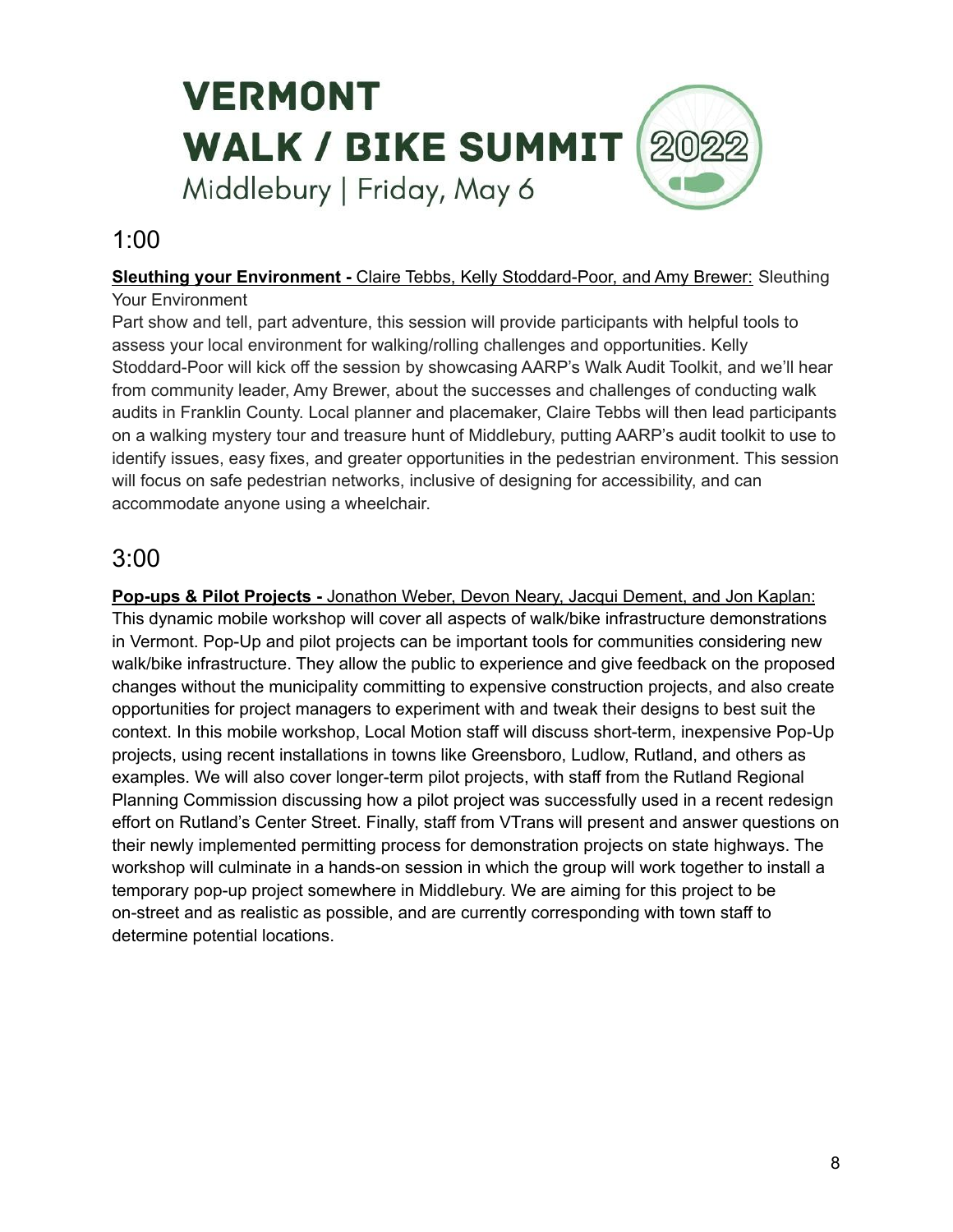# VERMONT WALK / BIKE SUMMIT 2022

Middlebury | Friday, May 6

## 1:00

**Sleuthing your Environment -** Claire Tebbs, Kelly Stoddard-Poor, and Amy Brewer: Sleuthing Your Environment

Part show and tell, part adventure, this session will provide participants with helpful tools to assess your local environment for walking/rolling challenges and opportunities. Kelly Stoddard-Poor will kick off the session by showcasing AARP's Walk Audit Toolkit, and we'll hear from community leader, Amy Brewer, about the successes and challenges of conducting walk audits in Franklin County. Local planner and placemaker, Claire Tebbs will then lead participants on a walking mystery tour and treasure hunt of Middlebury, putting AARP's audit toolkit to use to identify issues, easy fixes, and greater opportunities in the pedestrian environment. This session will focus on safe pedestrian networks, inclusive of designing for accessibility, and can accommodate anyone using a wheelchair.

## 3:00

**Pop-ups & Pilot Projects -** Jonathon Weber, Devon Neary, Jacqui Dement, and Jon Kaplan: This dynamic mobile workshop will cover all aspects of walk/bike infrastructure demonstrations in Vermont. Pop-Up and pilot projects can be important tools for communities considering new walk/bike infrastructure. They allow the public to experience and give feedback on the proposed changes without the municipality committing to expensive construction projects, and also create opportunities for project managers to experiment with and tweak their designs to best suit the context. In this mobile workshop, Local Motion staff will discuss short-term, inexpensive Pop-Up projects, using recent installations in towns like Greensboro, Ludlow, Rutland, and others as examples. We will also cover longer-term pilot projects, with staff from the Rutland Regional Planning Commission discussing how a pilot project was successfully used in a recent redesign effort on Rutland's Center Street. Finally, staff from VTrans will present and answer questions on their newly implemented permitting process for demonstration projects on state highways. The workshop will culminate in a hands-on session in which the group will work together to install a temporary pop-up project somewhere in Middlebury. We are aiming for this project to be on-street and as realistic as possible, and are currently corresponding with town staff to determine potential locations.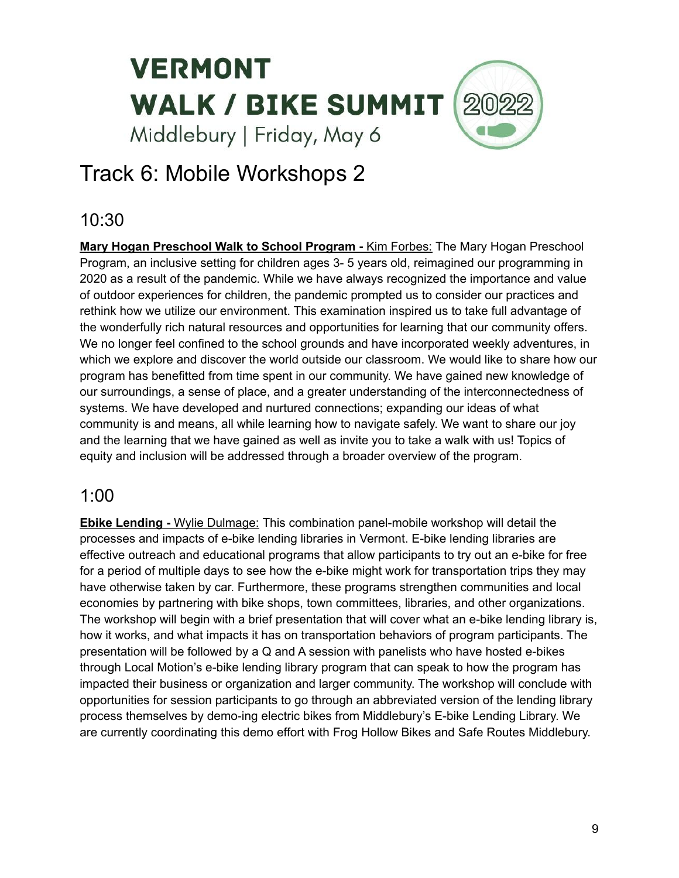# VERMONT WALK / BIKE SUMMIT 2022

Middlebury | Friday, May 6

# Track 6: Mobile Workshops 2

## 10:30

**Mary Hogan Preschool Walk to School Program -** Kim Forbes: The Mary Hogan Preschool Program, an inclusive setting for children ages 3- 5 years old, reimagined our programming in 2020 as a result of the pandemic. While we have always recognized the importance and value of outdoor experiences for children, the pandemic prompted us to consider our practices and rethink how we utilize our environment. This examination inspired us to take full advantage of the wonderfully rich natural resources and opportunities for learning that our community offers. We no longer feel confined to the school grounds and have incorporated weekly adventures, in which we explore and discover the world outside our classroom. We would like to share how our program has benefitted from time spent in our community. We have gained new knowledge of our surroundings, a sense of place, and a greater understanding of the interconnectedness of systems. We have developed and nurtured connections; expanding our ideas of what community is and means, all while learning how to navigate safely. We want to share our joy and the learning that we have gained as well as invite you to take a walk with us! Topics of equity and inclusion will be addressed through a broader overview of the program.

## 1:00

**Ebike Lending -** Wylie Dulmage: This combination panel-mobile workshop will detail the processes and impacts of e-bike lending libraries in Vermont. E-bike lending libraries are effective outreach and educational programs that allow participants to try out an e-bike for free for a period of multiple days to see how the e-bike might work for transportation trips they may have otherwise taken by car. Furthermore, these programs strengthen communities and local economies by partnering with bike shops, town committees, libraries, and other organizations. The workshop will begin with a brief presentation that will cover what an e-bike lending library is, how it works, and what impacts it has on transportation behaviors of program participants. The presentation will be followed by a Q and A session with panelists who have hosted e-bikes through Local Motion's e-bike lending library program that can speak to how the program has impacted their business or organization and larger community. The workshop will conclude with opportunities for session participants to go through an abbreviated version of the lending library process themselves by demo-ing electric bikes from Middlebury's E-bike Lending Library. We are currently coordinating this demo effort with Frog Hollow Bikes and Safe Routes Middlebury.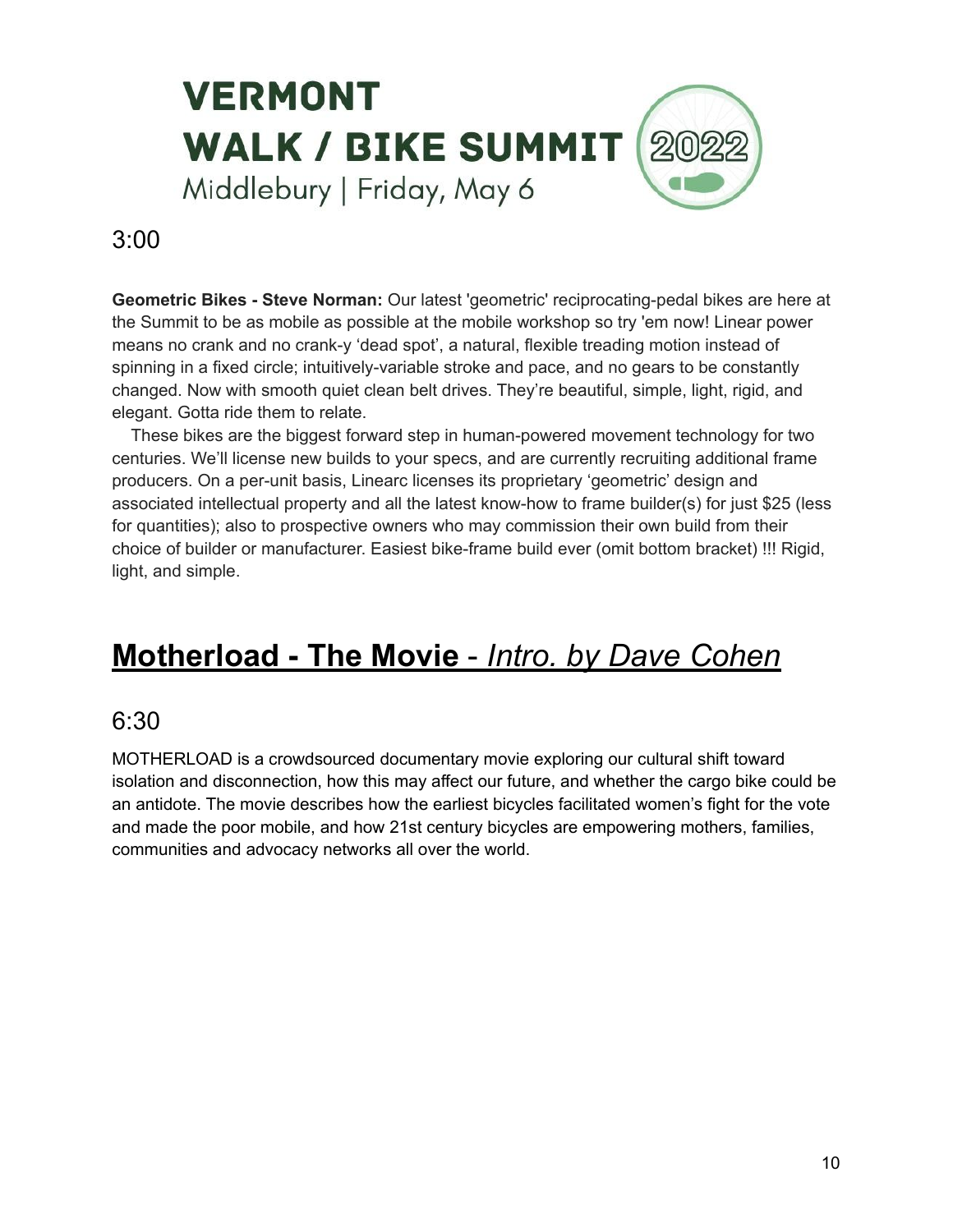3:00

**Geometric Bikes - Steve Norman:** Our latest 'geometric' reciprocating-pedal bikes are here at the Summit to be as mobile as possible at the mobile workshop so try 'em now! Linear power means no crank and no crank-y 'dead spot', a natural, flexible treading motion instead of spinning in a fixed circle; intuitively-variable stroke and pace, and no gears to be constantly changed. Now with smooth quiet clean belt drives. They're beautiful, simple, light, rigid, and elegant. Gotta ride them to relate.

These bikes are the biggest forward step in human-powered movement technology for two centuries. We'll license new builds to your specs, and are currently recruiting additional frame producers. On a per-unit basis, Linearc licenses its proprietary 'geometric' design and associated intellectual property and all the latest know-how to frame builder(s) for just $25 (less for quantities); also to prospective owners who may commission their own build from their choice of builder or manufacturer. Easiest bike-frame build ever (omit bottom bracket) !!! Rigid, light, and simple.

## **Motherload - The Movie** - *Intro. by Dave Cohen*

6:30

MOTHERLOAD is a crowdsourced documentary movie exploring our cultural shift toward isolation and disconnection, how this may affect our future, and whether the cargo bike could be an antidote. The movie describes how the earliest bicycles facilitated women's fight for the vote and made the poor mobile, and how 21st century bicycles are empowering mothers, families, communities and advocacy networks all over the world.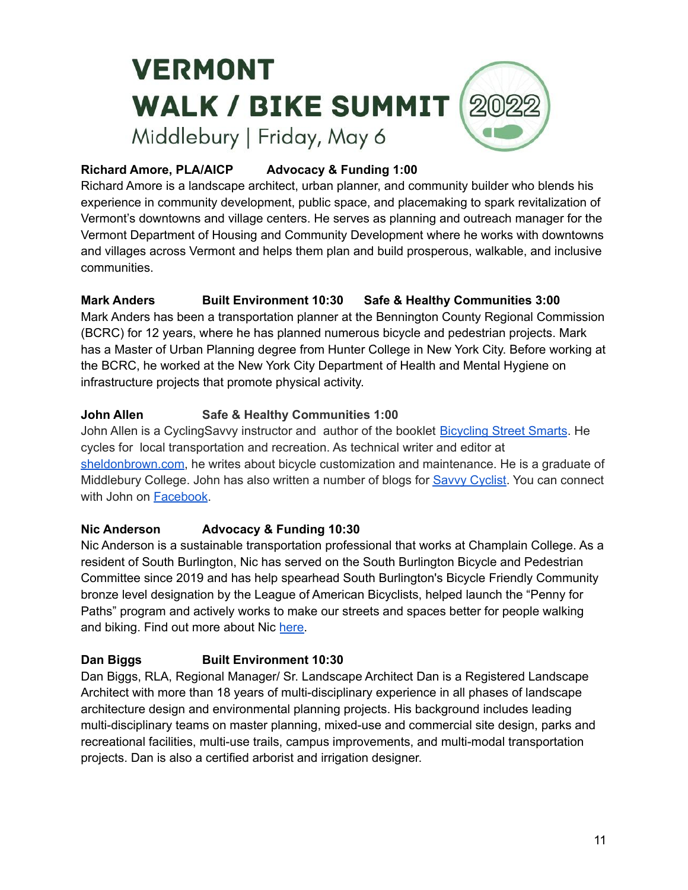# VERMONT WALK / BIKE SUMMIT 2022

Middlebury | Friday, May 6

**Richard Amore, PLA/AICP** **Advocacy & Funding 1:00**

Richard Amore is a landscape architect, urban planner, and community builder who blends his experience in community development, public space, and placemaking to spark revitalization of Vermont's downtowns and village centers. He serves as planning and outreach manager for the Vermont Department of Housing and Community Development where he works with downtowns and villages across Vermont and helps them plan and build prosperous, walkable, and inclusive communities.

**Mark Anders** **Built Environment 10:30** **Safe & Healthy Communities 3:00**

Mark Anders has been a transportation planner at the Bennington County Regional Commission (BCRC) for 12 years, where he has planned numerous bicycle and pedestrian projects. Mark has a Master of Urban Planning degree from Hunter College in New York City. Before working at the BCRC, he worked at the New York City Department of Health and Mental Hygiene on infrastructure projects that promote physical activity.

**John Allen** **Safe & Healthy Communities 1:00**

John Allen is a CyclingSavvy instructor and author of the booklet Bicycling Street Smarts. He cycles for local transportation and recreation. As technical writer and editor at sheldonbrown.com, he writes about bicycle customization and maintenance. He is a graduate of Middlebury College. John has also written a number of blogs for Savvy Cyclist. You can connect with John on Facebook.

**Nic Anderson** **Advocacy & Funding 10:30**

Nic Anderson is a sustainable transportation professional that works at Champlain College. As a resident of South Burlington, Nic has served on the South Burlington Bicycle and Pedestrian Committee since 2019 and has help spearhead South Burlington's Bicycle Friendly Community bronze level designation by the League of American Bicyclists, helped launch the "Penny for Paths" program and actively works to make our streets and spaces better for people walking and biking. Find out more about Nic here.

**Dan Biggs** **Built Environment 10:30**

Dan Biggs, RLA, Regional Manager/ Sr. Landscape Architect Dan is a Registered Landscape Architect with more than 18 years of multi-disciplinary experience in all phases of landscape architecture design and environmental planning projects. His background includes leading multi-disciplinary teams on master planning, mixed-use and commercial site design, parks and recreational facilities, multi-use trails, campus improvements, and multi-modal transportation projects. Dan is also a certified arborist and irrigation designer.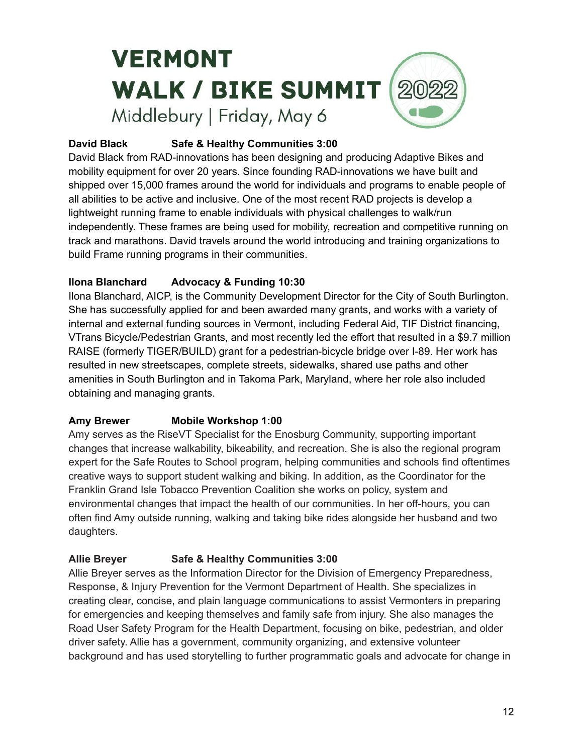# VERMONT WALK / BIKE SUMMIT 2022

Middlebury | Friday, May 6

**David Black Safe & Healthy Communities 3:00**

David Black from RAD-innovations has been designing and producing Adaptive Bikes and mobility equipment for over 20 years. Since founding RAD-innovations we have built and shipped over 15,000 frames around the world for individuals and programs to enable people of all abilities to be active and inclusive. One of the most recent RAD projects is develop a lightweight running frame to enable individuals with physical challenges to walk/run independently. These frames are being used for mobility, recreation and competitive running on track and marathons. David travels around the world introducing and training organizations to build Frame running programs in their communities.

**Ilona Blanchard Advocacy & Funding 10:30**

Ilona Blanchard, AICP, is the Community Development Director for the City of South Burlington. She has successfully applied for and been awarded many grants, and works with a variety of internal and external funding sources in Vermont, including Federal Aid, TIF District financing, VTrans Bicycle/Pedestrian Grants, and most recently led the effort that resulted in a $9.7 million RAISE (formerly TIGER/BUILD) grant for a pedestrian-bicycle bridge over I-89. Her work has resulted in new streetscapes, complete streets, sidewalks, shared use paths and other amenities in South Burlington and in Takoma Park, Maryland, where her role also included obtaining and managing grants.

**Amy Brewer Mobile Workshop 1:00**

Amy serves as the RiseVT Specialist for the Enosburg Community, supporting important changes that increase walkability, bikeability, and recreation. She is also the regional program expert for the Safe Routes to School program, helping communities and schools find oftentimes creative ways to support student walking and biking. In addition, as the Coordinator for the Franklin Grand Isle Tobacco Prevention Coalition she works on policy, system and environmental changes that impact the health of our communities. In her off-hours, you can often find Amy outside running, walking and taking bike rides alongside her husband and two daughters.

**Allie Breyer Safe & Healthy Communities 3:00**

Allie Breyer serves as the Information Director for the Division of Emergency Preparedness, Response, & Injury Prevention for the Vermont Department of Health. She specializes in creating clear, concise, and plain language communications to assist Vermonters in preparing for emergencies and keeping themselves and family safe from injury. She also manages the Road User Safety Program for the Health Department, focusing on bike, pedestrian, and older driver safety. Allie has a government, community organizing, and extensive volunteer background and has used storytelling to further programmatic goals and advocate for change in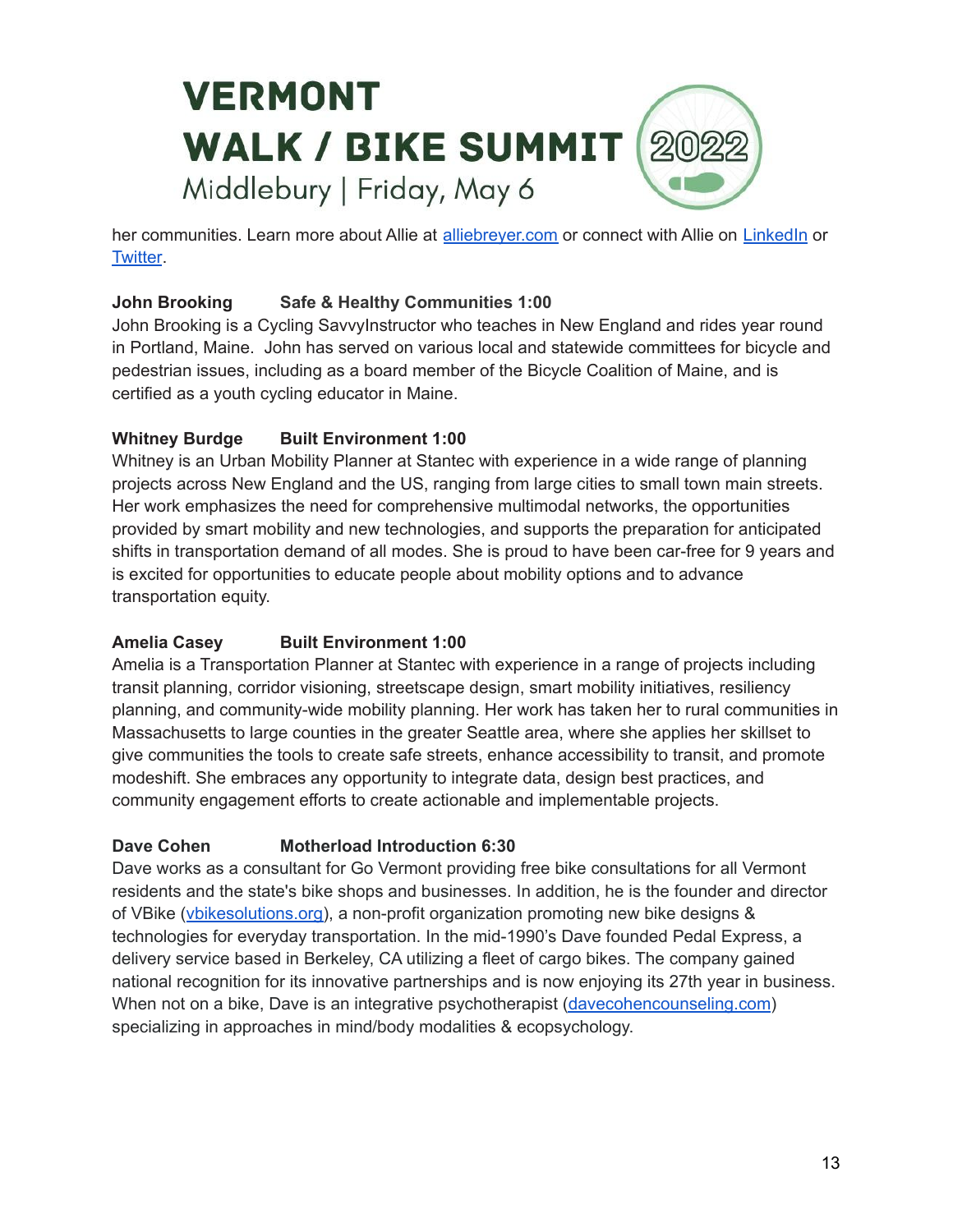her communities. Learn more about Allie at [alliebreyer.com]() or connect with Allie on [LinkedIn]() or [Twitter]().

**John Brooking    Safe & Healthy Communities 1:00**
John Brooking is a Cycling SavvyInstructor who teaches in New England and rides year round in Portland, Maine. John has served on various local and statewide committees for bicycle and pedestrian issues, including as a board member of the Bicycle Coalition of Maine, and is certified as a youth cycling educator in Maine.

**Whitney Burdge    Built Environment 1:00**
Whitney is an Urban Mobility Planner at Stantec with experience in a wide range of planning projects across New England and the US, ranging from large cities to small town main streets. Her work emphasizes the need for comprehensive multimodal networks, the opportunities provided by smart mobility and new technologies, and supports the preparation for anticipated shifts in transportation demand of all modes. She is proud to have been car-free for 9 years and is excited for opportunities to educate people about mobility options and to advance transportation equity.

**Amelia Casey    Built Environment 1:00**
Amelia is a Transportation Planner at Stantec with experience in a range of projects including transit planning, corridor visioning, streetscape design, smart mobility initiatives, resiliency planning, and community-wide mobility planning. Her work has taken her to rural communities in Massachusetts to large counties in the greater Seattle area, where she applies her skillset to give communities the tools to create safe streets, enhance accessibility to transit, and promote modeshift. She embraces any opportunity to integrate data, design best practices, and community engagement efforts to create actionable and implementable projects.

**Dave Cohen    Motherload Introduction 6:30**
Dave works as a consultant for Go Vermont providing free bike consultations for all Vermont residents and the state's bike shops and businesses. In addition, he is the founder and director of VBike ([vbikesolutions.org]()), a non-profit organization promoting new bike designs & technologies for everyday transportation. In the mid-1990's Dave founded Pedal Express, a delivery service based in Berkeley, CA utilizing a fleet of cargo bikes. The company gained national recognition for its innovative partnerships and is now enjoying its 27th year in business. When not on a bike, Dave is an integrative psychotherapist ([davecohencounseling.com]()) specializing in approaches in mind/body modalities & ecopsychology.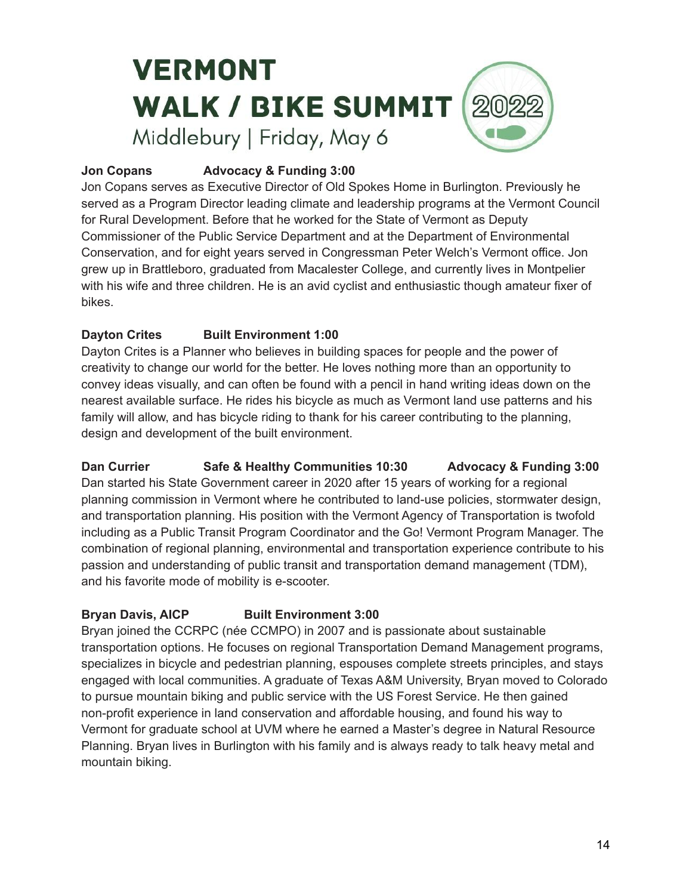# VERMONT WALK / BIKE SUMMIT 2022

Middlebury | Friday, May 6

**Jon Copans Advocacy & Funding 3:00**

Jon Copans serves as Executive Director of Old Spokes Home in Burlington. Previously he served as a Program Director leading climate and leadership programs at the Vermont Council for Rural Development. Before that he worked for the State of Vermont as Deputy Commissioner of the Public Service Department and at the Department of Environmental Conservation, and for eight years served in Congressman Peter Welch's Vermont office. Jon grew up in Brattleboro, graduated from Macalester College, and currently lives in Montpelier with his wife and three children. He is an avid cyclist and enthusiastic though amateur fixer of bikes.

**Dayton Crites Built Environment 1:00**

Dayton Crites is a Planner who believes in building spaces for people and the power of creativity to change our world for the better. He loves nothing more than an opportunity to convey ideas visually, and can often be found with a pencil in hand writing ideas down on the nearest available surface. He rides his bicycle as much as Vermont land use patterns and his family will allow, and has bicycle riding to thank for his career contributing to the planning, design and development of the built environment.

**Dan Currier Safe & Healthy Communities 10:30 Advocacy & Funding 3:00**

Dan started his State Government career in 2020 after 15 years of working for a regional planning commission in Vermont where he contributed to land-use policies, stormwater design, and transportation planning. His position with the Vermont Agency of Transportation is twofold including as a Public Transit Program Coordinator and the Go! Vermont Program Manager. The combination of regional planning, environmental and transportation experience contribute to his passion and understanding of public transit and transportation demand management (TDM), and his favorite mode of mobility is e-scooter.

**Bryan Davis, AICP Built Environment 3:00**

Bryan joined the CCRPC (née CCMPO) in 2007 and is passionate about sustainable transportation options. He focuses on regional Transportation Demand Management programs, specializes in bicycle and pedestrian planning, espouses complete streets principles, and stays engaged with local communities. A graduate of Texas A&M University, Bryan moved to Colorado to pursue mountain biking and public service with the US Forest Service. He then gained non-profit experience in land conservation and affordable housing, and found his way to Vermont for graduate school at UVM where he earned a Master's degree in Natural Resource Planning. Bryan lives in Burlington with his family and is always ready to talk heavy metal and mountain biking.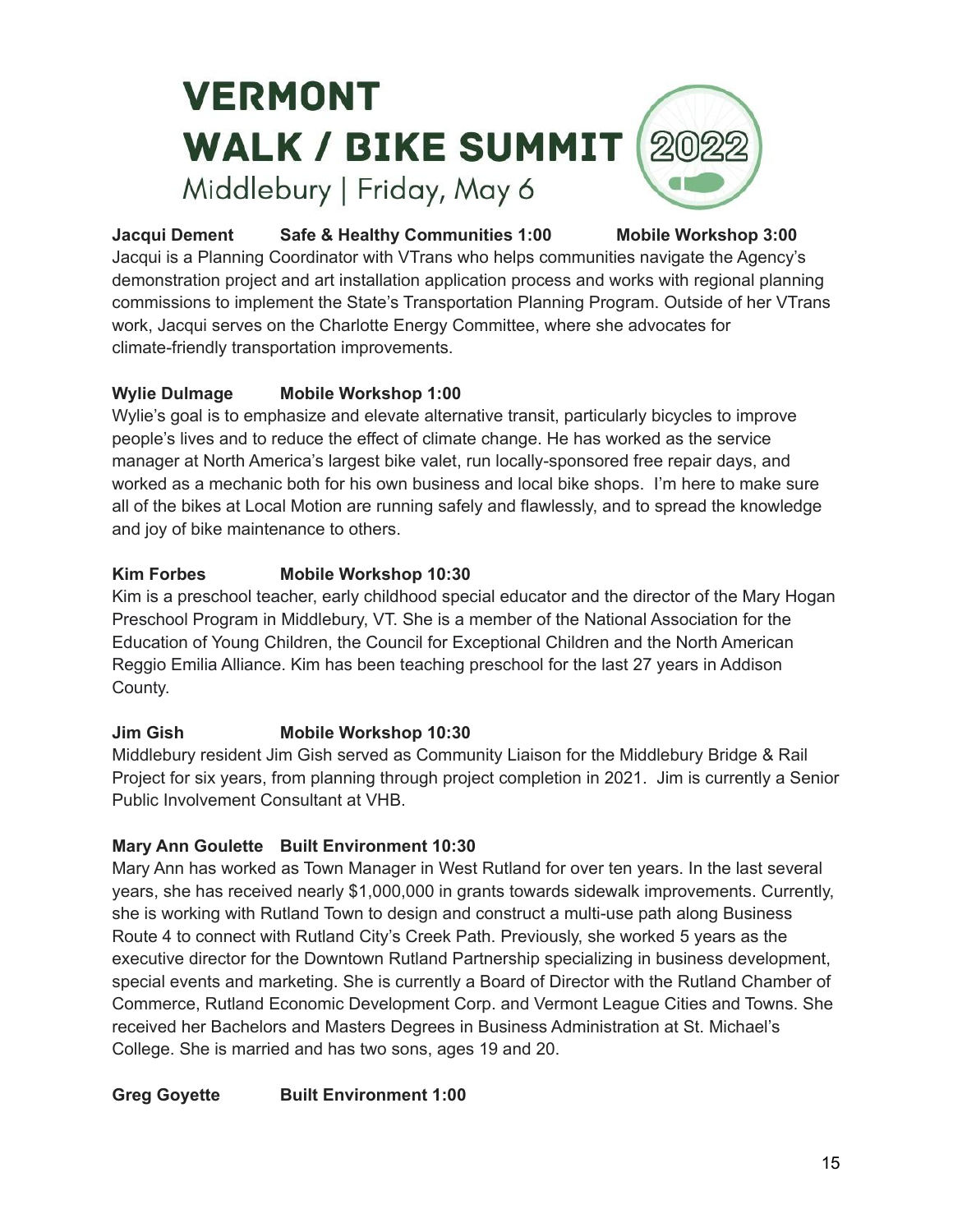# VERMONT WALK / BIKE SUMMIT 2022

Middlebury | Friday, May 6

**Jacqui Dement** **Safe & Healthy Communities 1:00** **Mobile Workshop 3:00**

Jacqui is a Planning Coordinator with VTrans who helps communities navigate the Agency's demonstration project and art installation application process and works with regional planning commissions to implement the State's Transportation Planning Program. Outside of her VTrans work, Jacqui serves on the Charlotte Energy Committee, where she advocates for climate-friendly transportation improvements.

**Wylie Dulmage** **Mobile Workshop 1:00**

Wylie's goal is to emphasize and elevate alternative transit, particularly bicycles to improve people's lives and to reduce the effect of climate change. He has worked as the service manager at North America's largest bike valet, run locally-sponsored free repair days, and worked as a mechanic both for his own business and local bike shops. I'm here to make sure all of the bikes at Local Motion are running safely and flawlessly, and to spread the knowledge and joy of bike maintenance to others.

**Kim Forbes** **Mobile Workshop 10:30**

Kim is a preschool teacher, early childhood special educator and the director of the Mary Hogan Preschool Program in Middlebury, VT. She is a member of the National Association for the Education of Young Children, the Council for Exceptional Children and the North American Reggio Emilia Alliance. Kim has been teaching preschool for the last 27 years in Addison County.

**Jim Gish** **Mobile Workshop 10:30**

Middlebury resident Jim Gish served as Community Liaison for the Middlebury Bridge & Rail Project for six years, from planning through project completion in 2021. Jim is currently a Senior Public Involvement Consultant at VHB.

**Mary Ann Goulette** **Built Environment 10:30**

Mary Ann has worked as Town Manager in West Rutland for over ten years. In the last several years, she has received nearly $1,000,000 in grants towards sidewalk improvements. Currently, she is working with Rutland Town to design and construct a multi-use path along Business Route 4 to connect with Rutland City's Creek Path. Previously, she worked 5 years as the executive director for the Downtown Rutland Partnership specializing in business development, special events and marketing. She is currently a Board of Director with the Rutland Chamber of Commerce, Rutland Economic Development Corp. and Vermont League Cities and Towns. She received her Bachelors and Masters Degrees in Business Administration at St. Michael's College. She is married and has two sons, ages 19 and 20.

**Greg Goyette** **Built Environment 1:00**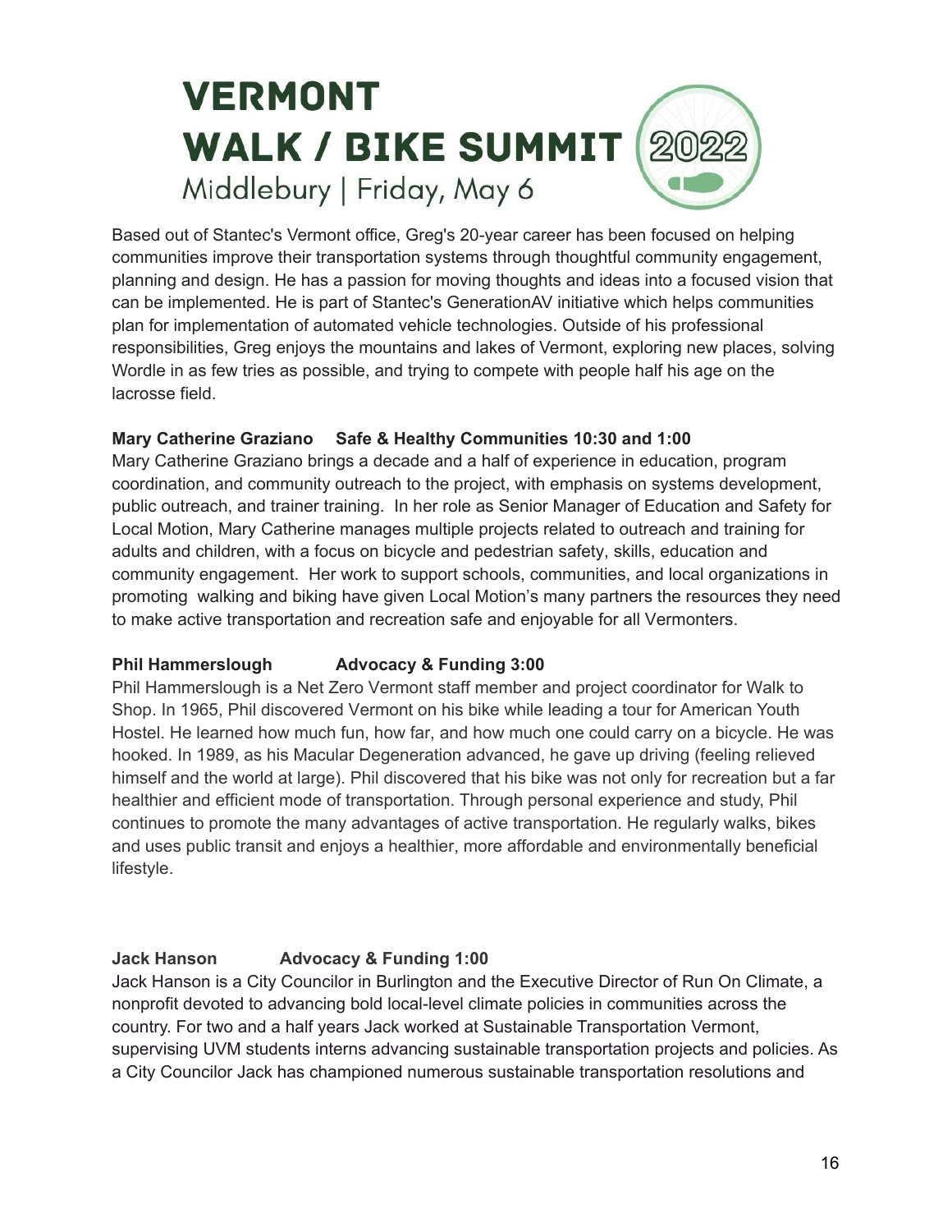Based out of Stantec's Vermont office, Greg's 20-year career has been focused on helping communities improve their transportation systems through thoughtful community engagement, planning and design. He has a passion for moving thoughts and ideas into a focused vision that can be implemented. He is part of Stantec's GenerationAV initiative which helps communities plan for implementation of automated vehicle technologies. Outside of his professional responsibilities, Greg enjoys the mountains and lakes of Vermont, exploring new places, solving Wordle in as few tries as possible, and trying to compete with people half his age on the lacrosse field.

**Mary Catherine Graziano Safe & Healthy Communities 10:30 and 1:00**

Mary Catherine Graziano brings a decade and a half of experience in education, program coordination, and community outreach to the project, with emphasis on systems development, public outreach, and trainer training. In her role as Senior Manager of Education and Safety for Local Motion, Mary Catherine manages multiple projects related to outreach and training for adults and children, with a focus on bicycle and pedestrian safety, skills, education and community engagement. Her work to support schools, communities, and local organizations in promoting walking and biking have given Local Motion's many partners the resources they need to make active transportation and recreation safe and enjoyable for all Vermonters.

**Phil Hammerslough Advocacy & Funding 3:00**

Phil Hammerslough is a Net Zero Vermont staff member and project coordinator for Walk to Shop. In 1965, Phil discovered Vermont on his bike while leading a tour for American Youth Hostel. He learned how much fun, how far, and how much one could carry on a bicycle. He was hooked. In 1989, as his Macular Degeneration advanced, he gave up driving (feeling relieved himself and the world at large). Phil discovered that his bike was not only for recreation but a far healthier and efficient mode of transportation. Through personal experience and study, Phil continues to promote the many advantages of active transportation. He regularly walks, bikes and uses public transit and enjoys a healthier, more affordable and environmentally beneficial lifestyle.

**Jack Hanson Advocacy & Funding 1:00**

Jack Hanson is a City Councilor in Burlington and the Executive Director of Run On Climate, a nonprofit devoted to advancing bold local-level climate policies in communities across the country. For two and a half years Jack worked at Sustainable Transportation Vermont, supervising UVM students interns advancing sustainable transportation projects and policies. As a City Councilor Jack has championed numerous sustainable transportation resolutions and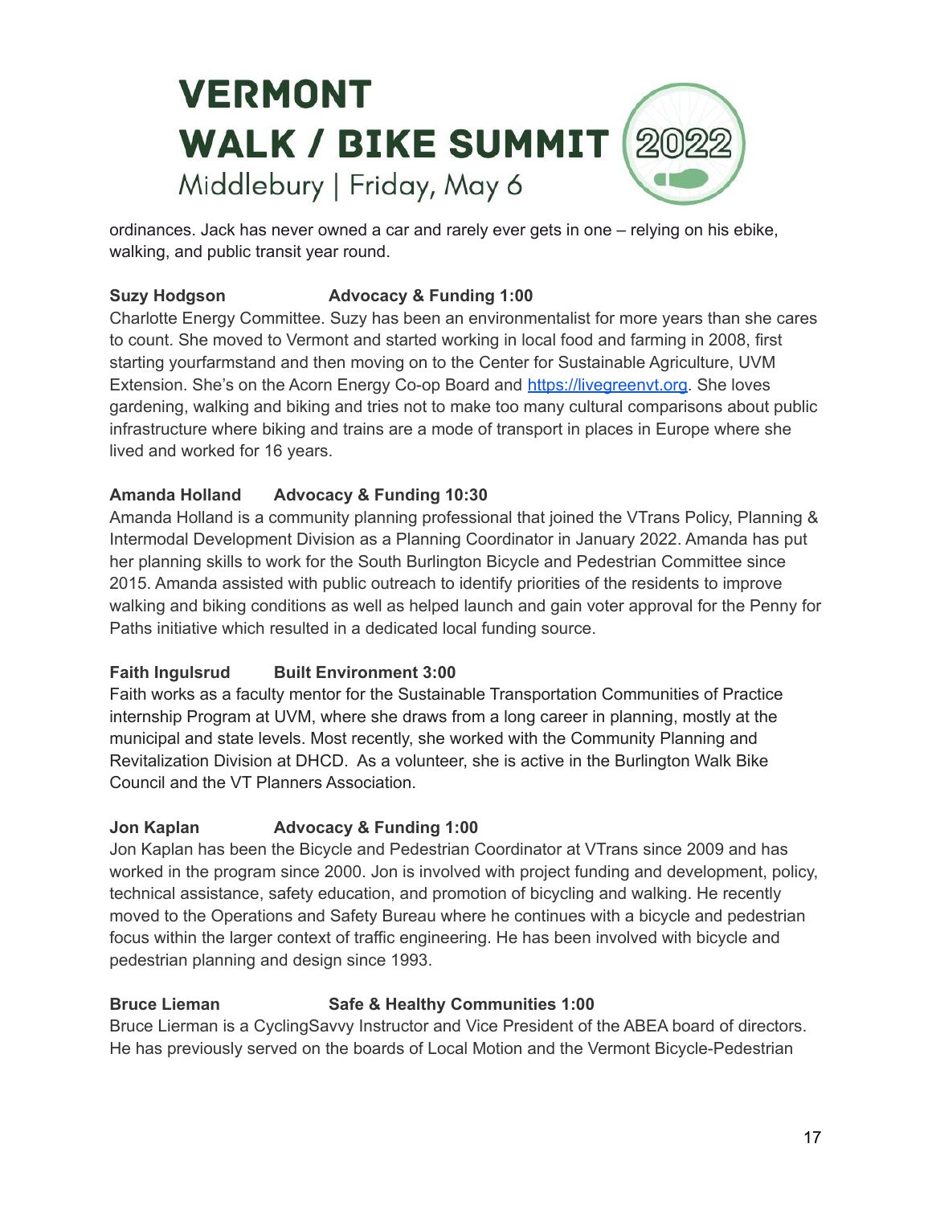ordinances. Jack has never owned a car and rarely ever gets in one – relying on his ebike, walking, and public transit year round.

**Suzy Hodgson Advocacy & Funding 1:00**

Charlotte Energy Committee. Suzy has been an environmentalist for more years than she cares to count. She moved to Vermont and started working in local food and farming in 2008, first starting yourfarmstand and then moving on to the Center for Sustainable Agriculture, UVM Extension. She's on the Acorn Energy Co-op Board and https://livegreenvt.org. She loves gardening, walking and biking and tries not to make too many cultural comparisons about public infrastructure where biking and trains are a mode of transport in places in Europe where she lived and worked for 16 years.

**Amanda Holland Advocacy & Funding 10:30**

Amanda Holland is a community planning professional that joined the VTrans Policy, Planning & Intermodal Development Division as a Planning Coordinator in January 2022. Amanda has put her planning skills to work for the South Burlington Bicycle and Pedestrian Committee since 2015. Amanda assisted with public outreach to identify priorities of the residents to improve walking and biking conditions as well as helped launch and gain voter approval for the Penny for Paths initiative which resulted in a dedicated local funding source.

**Faith Ingulsrud Built Environment 3:00**

Faith works as a faculty mentor for the Sustainable Transportation Communities of Practice internship Program at UVM, where she draws from a long career in planning, mostly at the municipal and state levels. Most recently, she worked with the Community Planning and Revitalization Division at DHCD. As a volunteer, she is active in the Burlington Walk Bike Council and the VT Planners Association.

**Jon Kaplan Advocacy & Funding 1:00**

Jon Kaplan has been the Bicycle and Pedestrian Coordinator at VTrans since 2009 and has worked in the program since 2000. Jon is involved with project funding and development, policy, technical assistance, safety education, and promotion of bicycling and walking. He recently moved to the Operations and Safety Bureau where he continues with a bicycle and pedestrian focus within the larger context of traffic engineering. He has been involved with bicycle and pedestrian planning and design since 1993.

**Bruce Lieman Safe & Healthy Communities 1:00**

Bruce Lierman is a CyclingSavvy Instructor and Vice President of the ABEA board of directors. He has previously served on the boards of Local Motion and the Vermont Bicycle-Pedestrian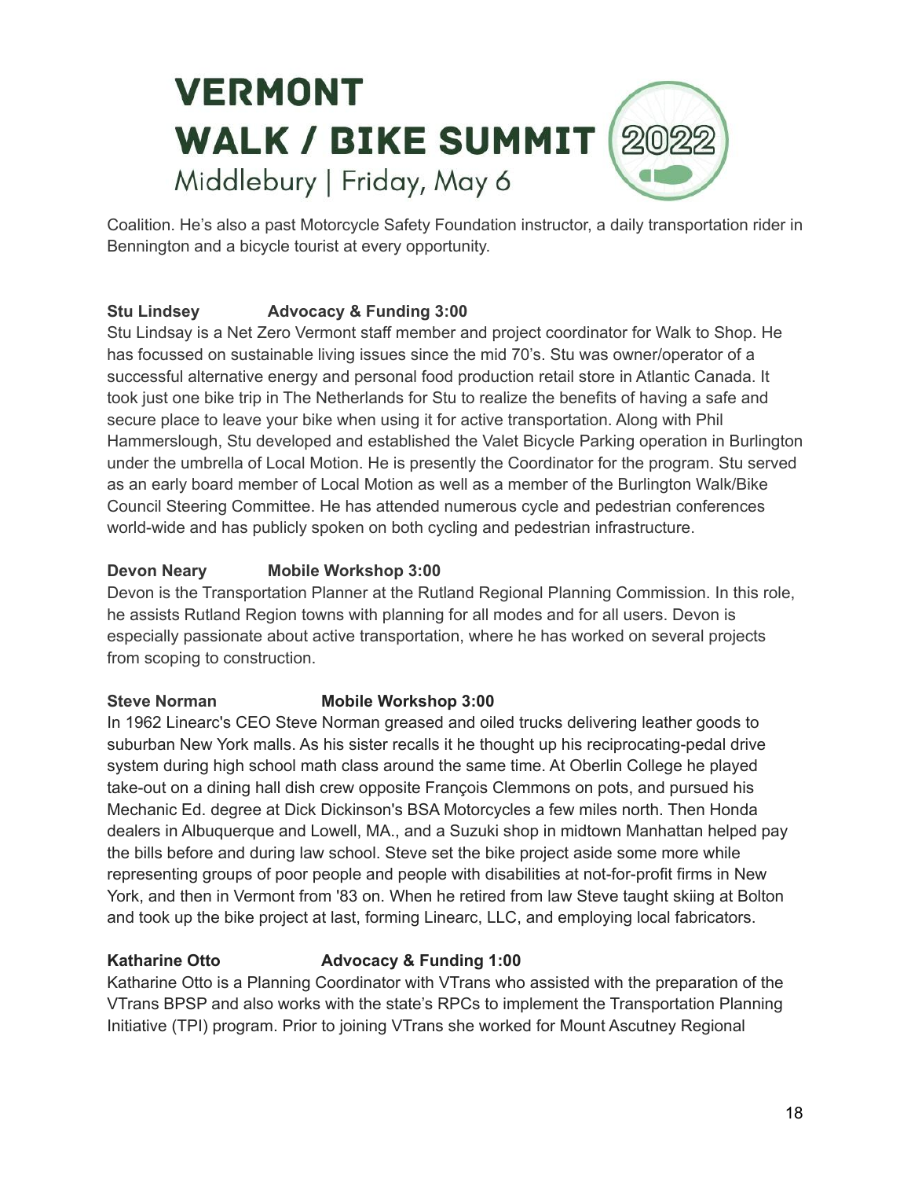Coalition. He's also a past Motorcycle Safety Foundation instructor, a daily transportation rider in Bennington and a bicycle tourist at every opportunity.

**Stu Lindsey Advocacy & Funding 3:00**

Stu Lindsay is a Net Zero Vermont staff member and project coordinator for Walk to Shop. He has focussed on sustainable living issues since the mid 70's. Stu was owner/operator of a successful alternative energy and personal food production retail store in Atlantic Canada. It took just one bike trip in The Netherlands for Stu to realize the benefits of having a safe and secure place to leave your bike when using it for active transportation. Along with Phil Hammerslough, Stu developed and established the Valet Bicycle Parking operation in Burlington under the umbrella of Local Motion. He is presently the Coordinator for the program. Stu served as an early board member of Local Motion as well as a member of the Burlington Walk/Bike Council Steering Committee. He has attended numerous cycle and pedestrian conferences world-wide and has publicly spoken on both cycling and pedestrian infrastructure.

**Devon Neary Mobile Workshop 3:00**

Devon is the Transportation Planner at the Rutland Regional Planning Commission. In this role, he assists Rutland Region towns with planning for all modes and for all users. Devon is especially passionate about active transportation, where he has worked on several projects from scoping to construction.

**Steve Norman Mobile Workshop 3:00**

In 1962 Linearc's CEO Steve Norman greased and oiled trucks delivering leather goods to suburban New York malls. As his sister recalls it he thought up his reciprocating-pedal drive system during high school math class around the same time. At Oberlin College he played take-out on a dining hall dish crew opposite François Clemmons on pots, and pursued his Mechanic Ed. degree at Dick Dickinson's BSA Motorcycles a few miles north. Then Honda dealers in Albuquerque and Lowell, MA., and a Suzuki shop in midtown Manhattan helped pay the bills before and during law school. Steve set the bike project aside some more while representing groups of poor people and people with disabilities at not-for-profit firms in New York, and then in Vermont from '83 on. When he retired from law Steve taught skiing at Bolton and took up the bike project at last, forming Linearc, LLC, and employing local fabricators.

**Katharine Otto Advocacy & Funding 1:00**

Katharine Otto is a Planning Coordinator with VTrans who assisted with the preparation of the VTrans BPSP and also works with the state's RPCs to implement the Transportation Planning Initiative (TPI) program. Prior to joining VTrans she worked for Mount Ascutney Regional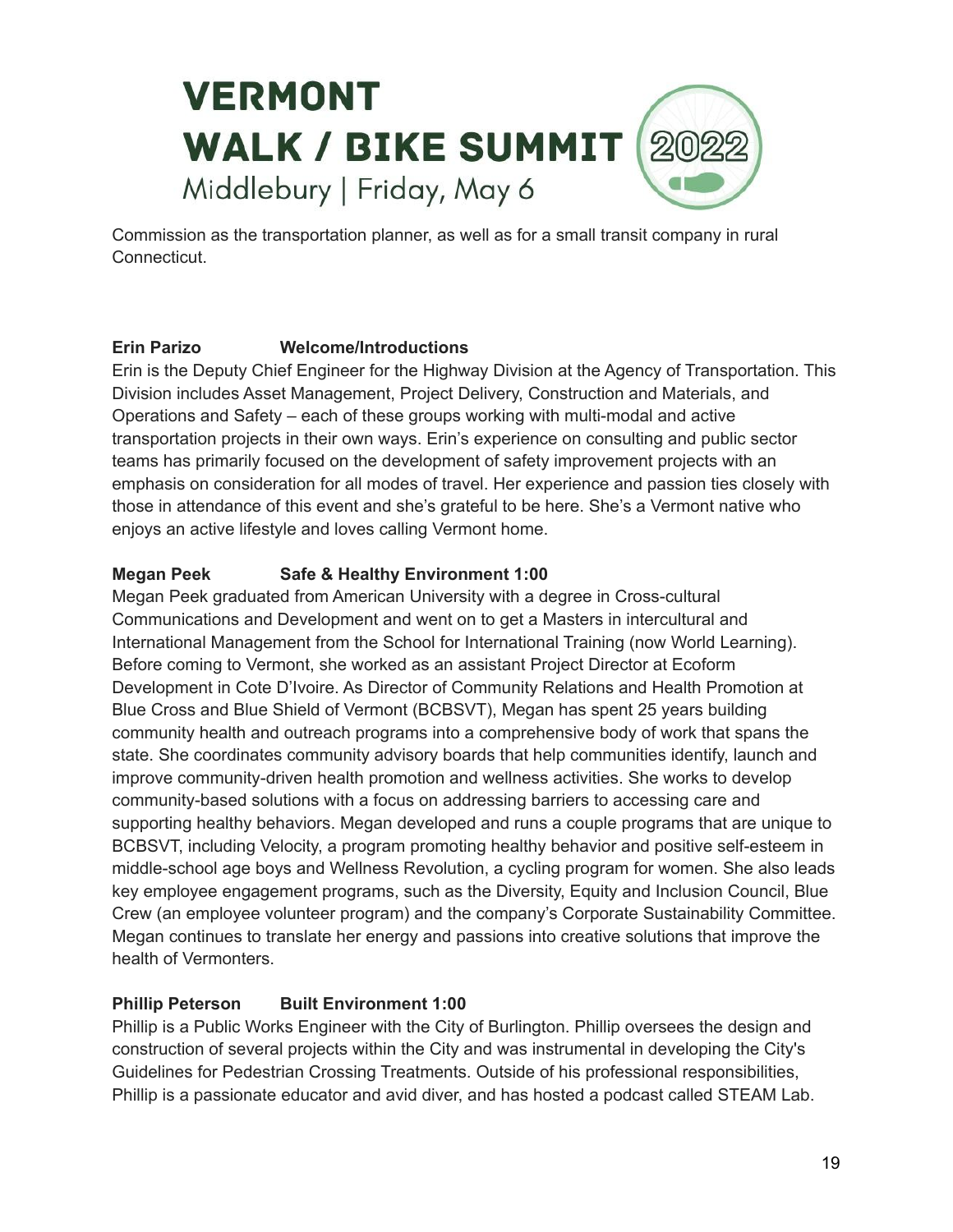Commission as the transportation planner, as well as for a small transit company in rural Connecticut.

**Erin Parizo** **Welcome/Introductions**

Erin is the Deputy Chief Engineer for the Highway Division at the Agency of Transportation. This Division includes Asset Management, Project Delivery, Construction and Materials, and Operations and Safety – each of these groups working with multi-modal and active transportation projects in their own ways. Erin's experience on consulting and public sector teams has primarily focused on the development of safety improvement projects with an emphasis on consideration for all modes of travel. Her experience and passion ties closely with those in attendance of this event and she's grateful to be here. She's a Vermont native who enjoys an active lifestyle and loves calling Vermont home.

**Megan Peek** **Safe & Healthy Environment 1:00**

Megan Peek graduated from American University with a degree in Cross-cultural Communications and Development and went on to get a Masters in intercultural and International Management from the School for International Training (now World Learning). Before coming to Vermont, she worked as an assistant Project Director at Ecoform Development in Cote D'Ivoire. As Director of Community Relations and Health Promotion at Blue Cross and Blue Shield of Vermont (BCBSVT), Megan has spent 25 years building community health and outreach programs into a comprehensive body of work that spans the state. She coordinates community advisory boards that help communities identify, launch and improve community-driven health promotion and wellness activities. She works to develop community-based solutions with a focus on addressing barriers to accessing care and supporting healthy behaviors. Megan developed and runs a couple programs that are unique to BCBSVT, including Velocity, a program promoting healthy behavior and positive self-esteem in middle-school age boys and Wellness Revolution, a cycling program for women. She also leads key employee engagement programs, such as the Diversity, Equity and Inclusion Council, Blue Crew (an employee volunteer program) and the company's Corporate Sustainability Committee. Megan continues to translate her energy and passions into creative solutions that improve the health of Vermonters.

**Phillip Peterson** **Built Environment 1:00**

Phillip is a Public Works Engineer with the City of Burlington. Phillip oversees the design and construction of several projects within the City and was instrumental in developing the City's Guidelines for Pedestrian Crossing Treatments. Outside of his professional responsibilities, Phillip is a passionate educator and avid diver, and has hosted a podcast called STEAM Lab.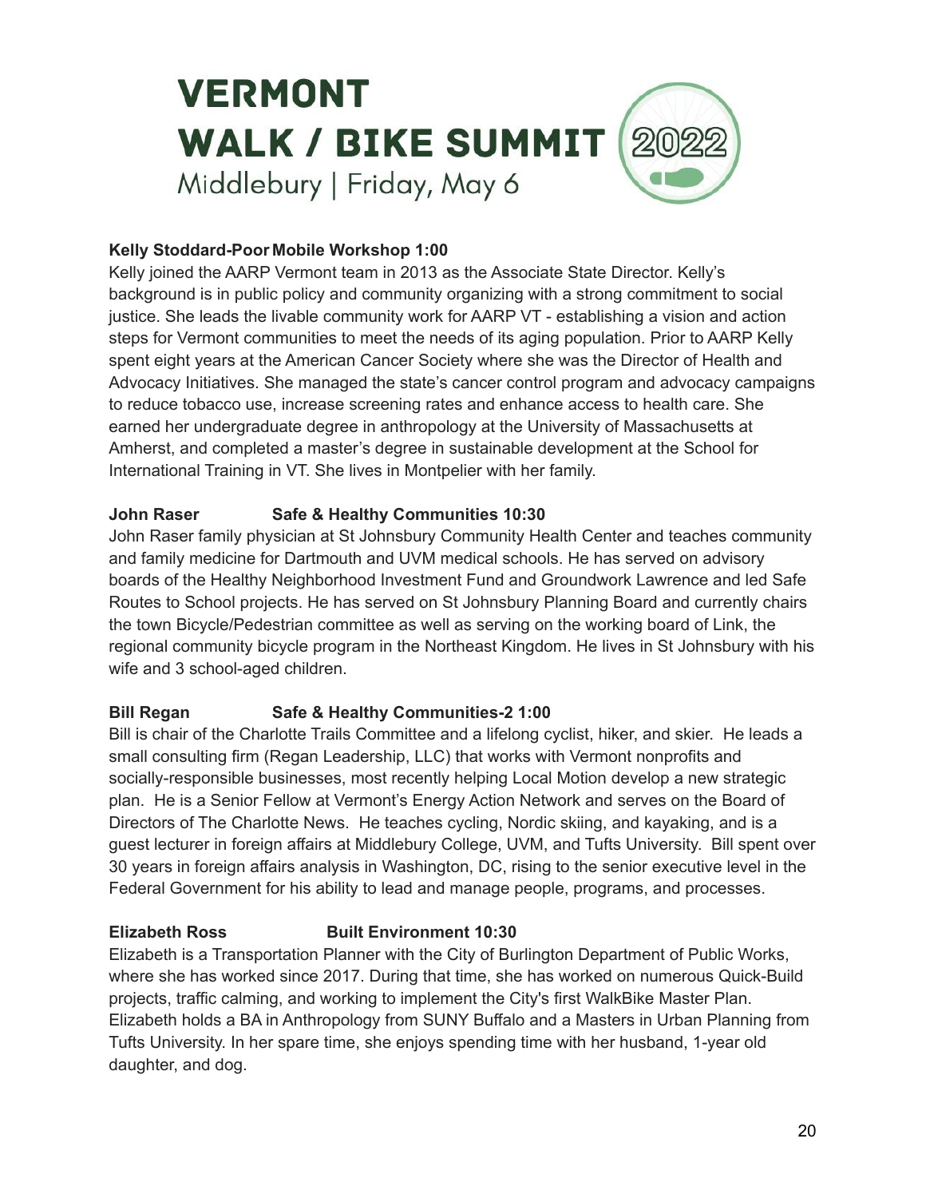# VERMONT WALK / BIKE SUMMIT 2022

Middlebury | Friday, May 6

**Kelly Stoddard-Poor Mobile Workshop 1:00**

Kelly joined the AARP Vermont team in 2013 as the Associate State Director. Kelly's background is in public policy and community organizing with a strong commitment to social justice. She leads the livable community work for AARP VT - establishing a vision and action steps for Vermont communities to meet the needs of its aging population. Prior to AARP Kelly spent eight years at the American Cancer Society where she was the Director of Health and Advocacy Initiatives. She managed the state's cancer control program and advocacy campaigns to reduce tobacco use, increase screening rates and enhance access to health care. She earned her undergraduate degree in anthropology at the University of Massachusetts at Amherst, and completed a master's degree in sustainable development at the School for International Training in VT. She lives in Montpelier with her family.

**John Raser Safe & Healthy Communities 10:30**

John Raser family physician at St Johnsbury Community Health Center and teaches community and family medicine for Dartmouth and UVM medical schools. He has served on advisory boards of the Healthy Neighborhood Investment Fund and Groundwork Lawrence and led Safe Routes to School projects. He has served on St Johnsbury Planning Board and currently chairs the town Bicycle/Pedestrian committee as well as serving on the working board of Link, the regional community bicycle program in the Northeast Kingdom. He lives in St Johnsbury with his wife and 3 school-aged children.

**Bill Regan Safe & Healthy Communities-2 1:00**

Bill is chair of the Charlotte Trails Committee and a lifelong cyclist, hiker, and skier. He leads a small consulting firm (Regan Leadership, LLC) that works with Vermont nonprofits and socially-responsible businesses, most recently helping Local Motion develop a new strategic plan. He is a Senior Fellow at Vermont's Energy Action Network and serves on the Board of Directors of The Charlotte News. He teaches cycling, Nordic skiing, and kayaking, and is a guest lecturer in foreign affairs at Middlebury College, UVM, and Tufts University. Bill spent over 30 years in foreign affairs analysis in Washington, DC, rising to the senior executive level in the Federal Government for his ability to lead and manage people, programs, and processes.

**Elizabeth Ross Built Environment 10:30**

Elizabeth is a Transportation Planner with the City of Burlington Department of Public Works, where she has worked since 2017. During that time, she has worked on numerous Quick-Build projects, traffic calming, and working to implement the City's first WalkBike Master Plan. Elizabeth holds a BA in Anthropology from SUNY Buffalo and a Masters in Urban Planning from Tufts University. In her spare time, she enjoys spending time with her husband, 1-year old daughter, and dog.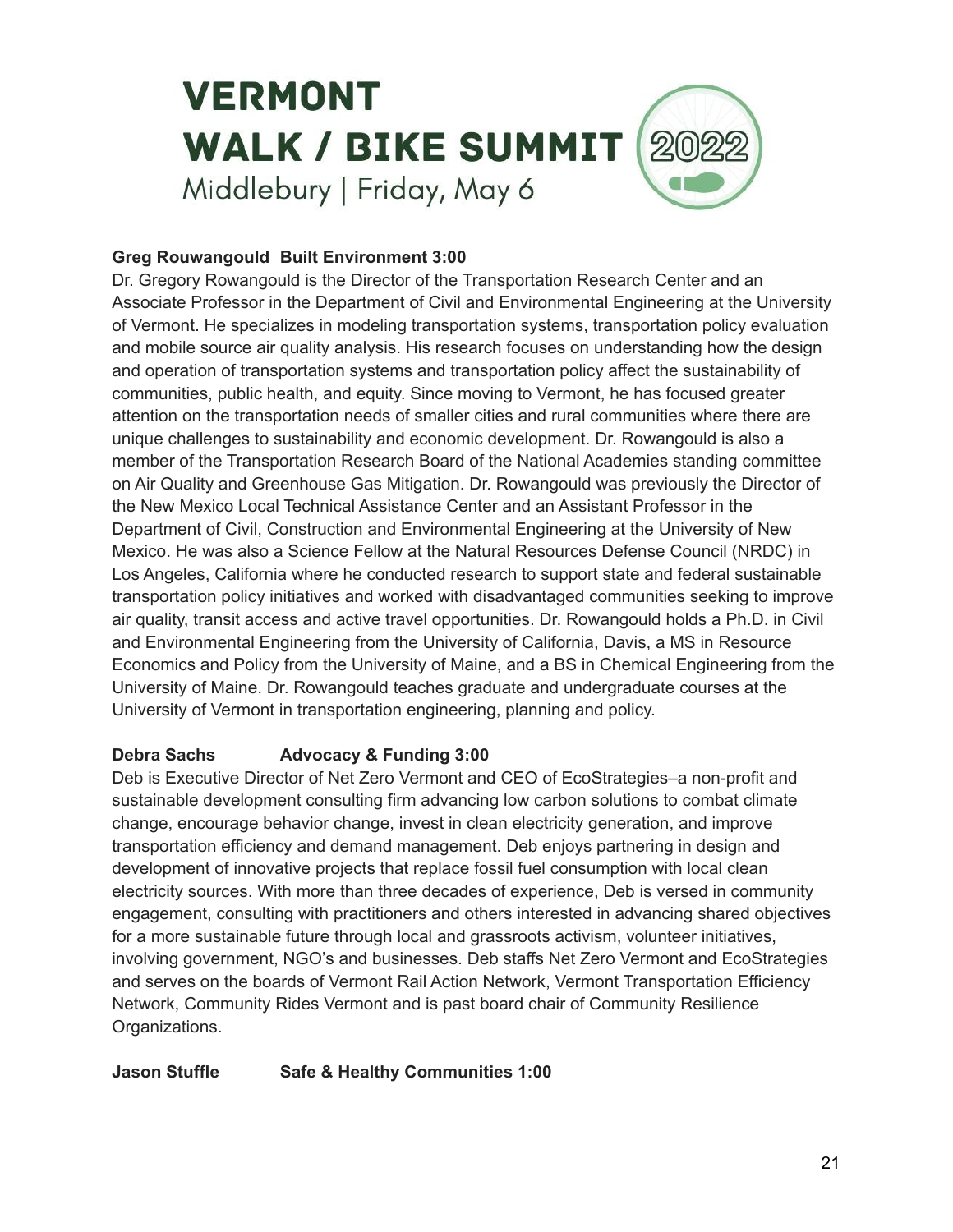# VERMONT WALK / BIKE SUMMIT 2022

Middlebury | Friday, May 6

**Greg Rouwangould Built Environment 3:00**

Dr. Gregory Rowangould is the Director of the Transportation Research Center and an Associate Professor in the Department of Civil and Environmental Engineering at the University of Vermont. He specializes in modeling transportation systems, transportation policy evaluation and mobile source air quality analysis. His research focuses on understanding how the design and operation of transportation systems and transportation policy affect the sustainability of communities, public health, and equity. Since moving to Vermont, he has focused greater attention on the transportation needs of smaller cities and rural communities where there are unique challenges to sustainability and economic development. Dr. Rowangould is also a member of the Transportation Research Board of the National Academies standing committee on Air Quality and Greenhouse Gas Mitigation. Dr. Rowangould was previously the Director of the New Mexico Local Technical Assistance Center and an Assistant Professor in the Department of Civil, Construction and Environmental Engineering at the University of New Mexico. He was also a Science Fellow at the Natural Resources Defense Council (NRDC) in Los Angeles, California where he conducted research to support state and federal sustainable transportation policy initiatives and worked with disadvantaged communities seeking to improve air quality, transit access and active travel opportunities. Dr. Rowangould holds a Ph.D. in Civil and Environmental Engineering from the University of California, Davis, a MS in Resource Economics and Policy from the University of Maine, and a BS in Chemical Engineering from the University of Maine. Dr. Rowangould teaches graduate and undergraduate courses at the University of Vermont in transportation engineering, planning and policy.

**Debra Sachs Advocacy & Funding 3:00**

Deb is Executive Director of Net Zero Vermont and CEO of EcoStrategies–a non-profit and sustainable development consulting firm advancing low carbon solutions to combat climate change, encourage behavior change, invest in clean electricity generation, and improve transportation efficiency and demand management. Deb enjoys partnering in design and development of innovative projects that replace fossil fuel consumption with local clean electricity sources. With more than three decades of experience, Deb is versed in community engagement, consulting with practitioners and others interested in advancing shared objectives for a more sustainable future through local and grassroots activism, volunteer initiatives, involving government, NGO's and businesses. Deb staffs Net Zero Vermont and EcoStrategies and serves on the boards of Vermont Rail Action Network, Vermont Transportation Efficiency Network, Community Rides Vermont and is past board chair of Community Resilience Organizations.

**Jason Stuffle Safe & Healthy Communities 1:00**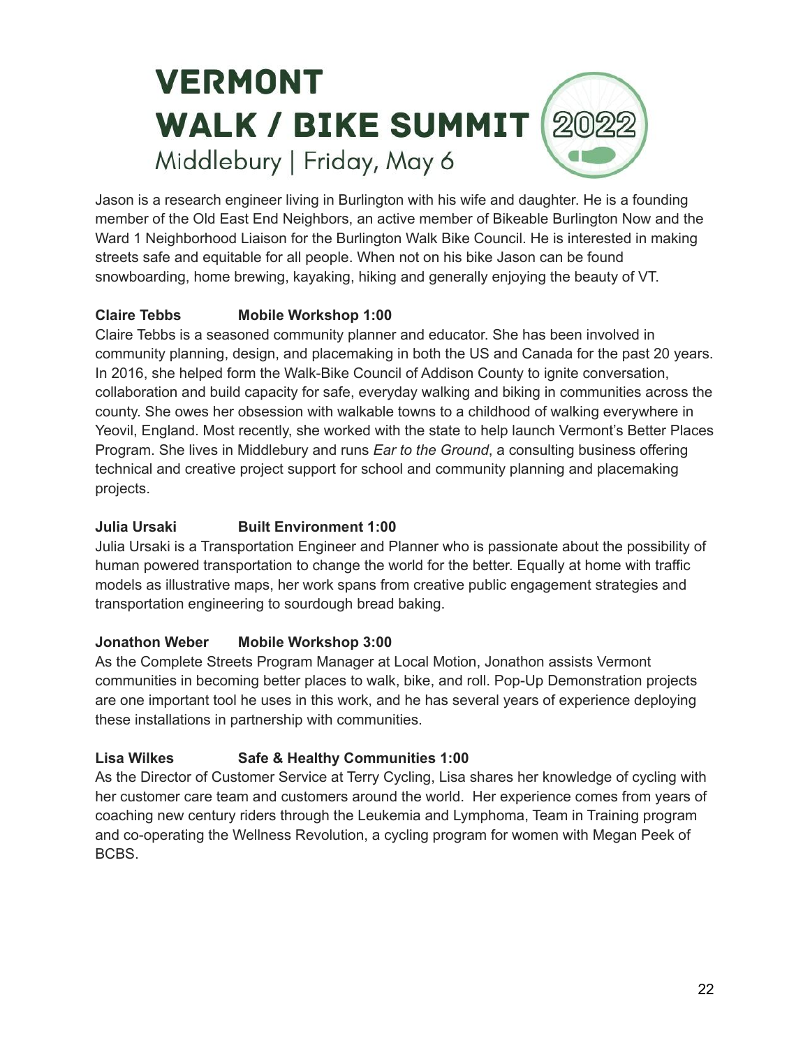Jason is a research engineer living in Burlington with his wife and daughter. He is a founding member of the Old East End Neighbors, an active member of Bikeable Burlington Now and the Ward 1 Neighborhood Liaison for the Burlington Walk Bike Council. He is interested in making streets safe and equitable for all people. When not on his bike Jason can be found snowboarding, home brewing, kayaking, hiking and generally enjoying the beauty of VT.

**Claire Tebbs Mobile Workshop 1:00**

Claire Tebbs is a seasoned community planner and educator. She has been involved in community planning, design, and placemaking in both the US and Canada for the past 20 years. In 2016, she helped form the Walk-Bike Council of Addison County to ignite conversation, collaboration and build capacity for safe, everyday walking and biking in communities across the county. She owes her obsession with walkable towns to a childhood of walking everywhere in Yeovil, England. Most recently, she worked with the state to help launch Vermont's Better Places Program. She lives in Middlebury and runs *Ear to the Ground*, a consulting business offering technical and creative project support for school and community planning and placemaking projects.

**Julia Ursaki Built Environment 1:00**

Julia Ursaki is a Transportation Engineer and Planner who is passionate about the possibility of human powered transportation to change the world for the better. Equally at home with traffic models as illustrative maps, her work spans from creative public engagement strategies and transportation engineering to sourdough bread baking.

**Jonathon Weber Mobile Workshop 3:00**

As the Complete Streets Program Manager at Local Motion, Jonathon assists Vermont communities in becoming better places to walk, bike, and roll. Pop-Up Demonstration projects are one important tool he uses in this work, and he has several years of experience deploying these installations in partnership with communities.

**Lisa Wilkes Safe & Healthy Communities 1:00**

As the Director of Customer Service at Terry Cycling, Lisa shares her knowledge of cycling with her customer care team and customers around the world. Her experience comes from years of coaching new century riders through the Leukemia and Lymphoma, Team in Training program and co-operating the Wellness Revolution, a cycling program for women with Megan Peek of BCBS.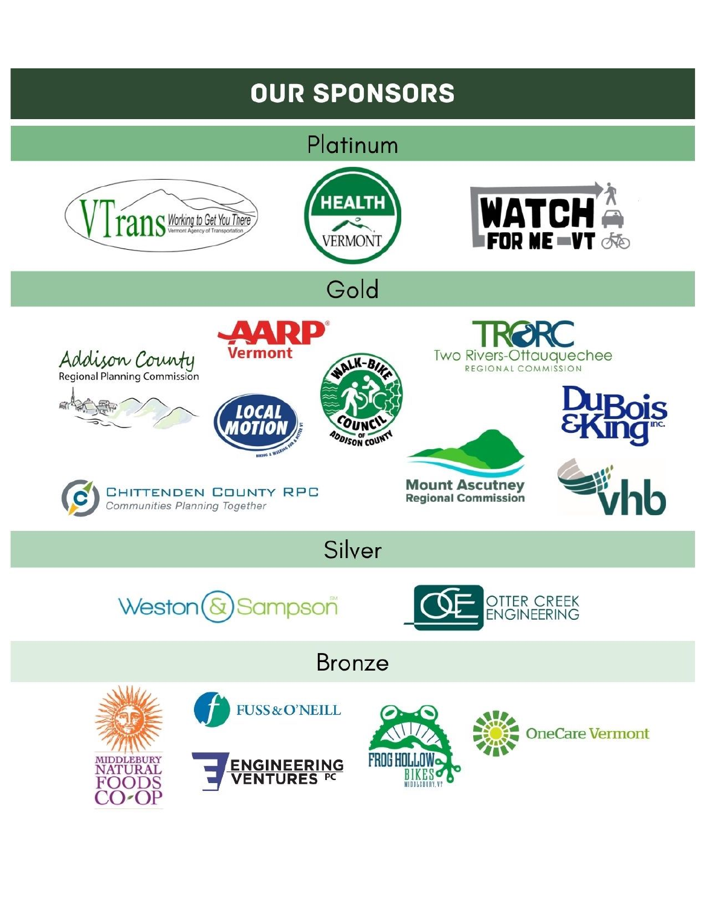# OUR SPONSORS

## Platinum

VTrans Working to Get You There — Vermont Agency of Transportation

HEALTH VERMONT

WATCH FOR ME – VT

## Gold

Addison County Regional Planning Commission

AARP Vermont

Local Motion

Walk-Bike Council of Addison County

TRORC Two Rivers-Ottauquechee Regional Commission

DuBois & King inc.

Mount Ascutney Regional Commission

Chittenden County RPC — Communities Planning Together

vhb

## Silver

Weston & Sampson

OCE Otter Creek Engineering

## Bronze

Middlebury Natural Foods Co-op

Fuss & O'Neill

Engineering Ventures PC

Frog Hollow Bikes Middlebury, VT

OneCare Vermont